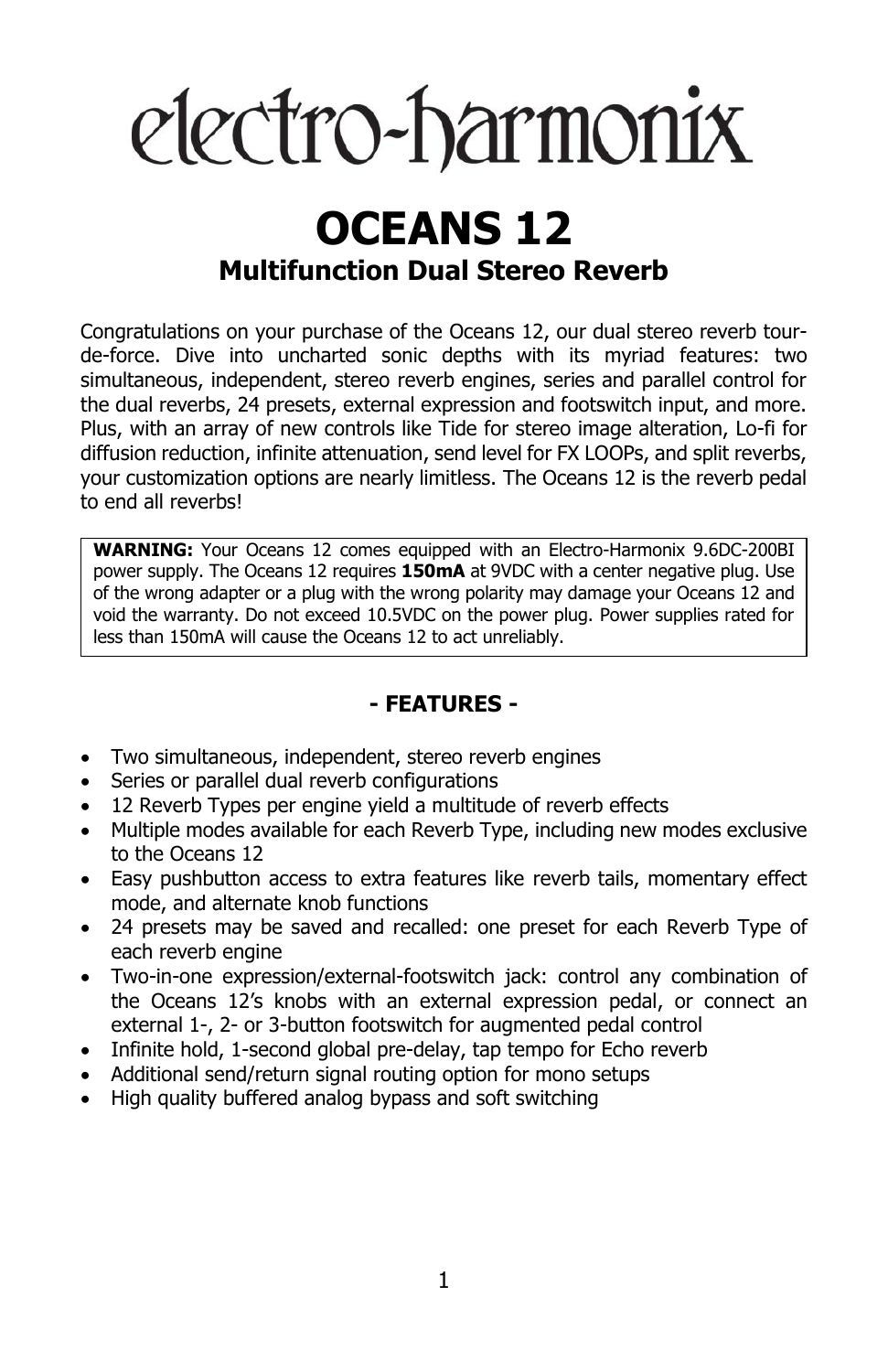# electro-harmonix

# OCEANS 12

## Multifunction Dual Stereo Reverb

Congratulations on your purchase of the Oceans 12, our dual stereo reverb tour-de-force. Dive into uncharted sonic depths with its myriad features: two simultaneous, independent, stereo reverb engines, series and parallel control for the dual reverbs, 24 presets, external expression and footswitch input, and more. Plus, with an array of new controls like Tide for stereo image alteration, Lo-fi for diffusion reduction, infinite attenuation, send level for FX LOOPs, and split reverbs, your customization options are nearly limitless. The Oceans 12 is the reverb pedal to end all reverbs!

> **WARNING:** Your Oceans 12 comes equipped with an Electro-Harmonix 9.6DC-200BI power supply. The Oceans 12 requires **150mA** at 9VDC with a center negative plug. Use of the wrong adapter or a plug with the wrong polarity may damage your Oceans 12 and void the warranty. Do not exceed 10.5VDC on the power plug. Power supplies rated for less than 150mA will cause the Oceans 12 to act unreliably.

### - FEATURES -

- Two simultaneous, independent, stereo reverb engines
- Series or parallel dual reverb configurations
- 12 Reverb Types per engine yield a multitude of reverb effects
- Multiple modes available for each Reverb Type, including new modes exclusive to the Oceans 12
- Easy pushbutton access to extra features like reverb tails, momentary effect mode, and alternate knob functions
- 24 presets may be saved and recalled: one preset for each Reverb Type of each reverb engine
- Two-in-one expression/external-footswitch jack: control any combination of the Oceans 12's knobs with an external expression pedal, or connect an external 1-, 2- or 3-button footswitch for augmented pedal control
- Infinite hold, 1-second global pre-delay, tap tempo for Echo reverb
- Additional send/return signal routing option for mono setups
- High quality buffered analog bypass and soft switching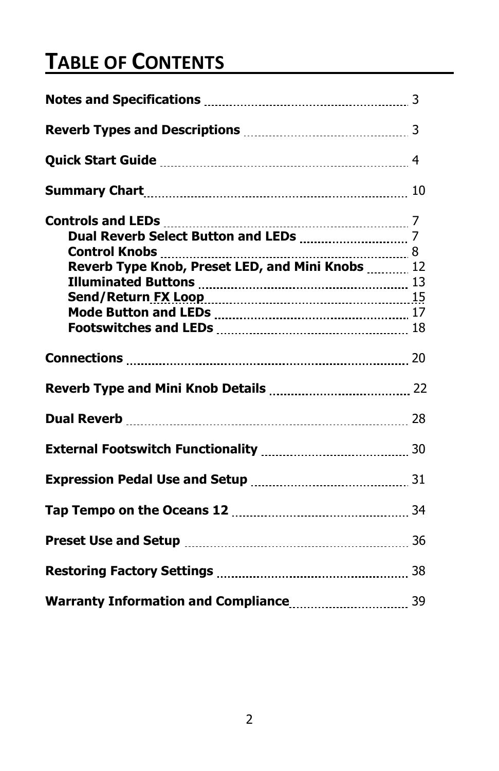# Table of Contents

**Notes and Specifications** ........ 3

**Reverb Types and Descriptions** ........ 3

**Quick Start Guide** ........ 4

**Summary Chart** ........ 10

**Controls and LEDs** ........ 7

- **Dual Reverb Select Button and LEDs** ........ 7
- **Control Knobs** ........ 8
- **Reverb Type Knob, Preset LED, and Mini Knobs** ........ 12
- **Illuminated Buttons** ........ 13
- **Send/Return FX Loop** ........ 15
- **Mode Button and LEDs** ........ 17
- **Footswitches and LEDs** ........ 18

**Connections** ........ 20

**Reverb Type and Mini Knob Details** ........ 22

**Dual Reverb** ........ 28

**External Footswitch Functionality** ........ 30

**Expression Pedal Use and Setup** ........ 31

**Tap Tempo on the Oceans 12** ........ 34

**Preset Use and Setup** ........ 36

**Restoring Factory Settings** ........ 38

**Warranty Information and Compliance** ........ 39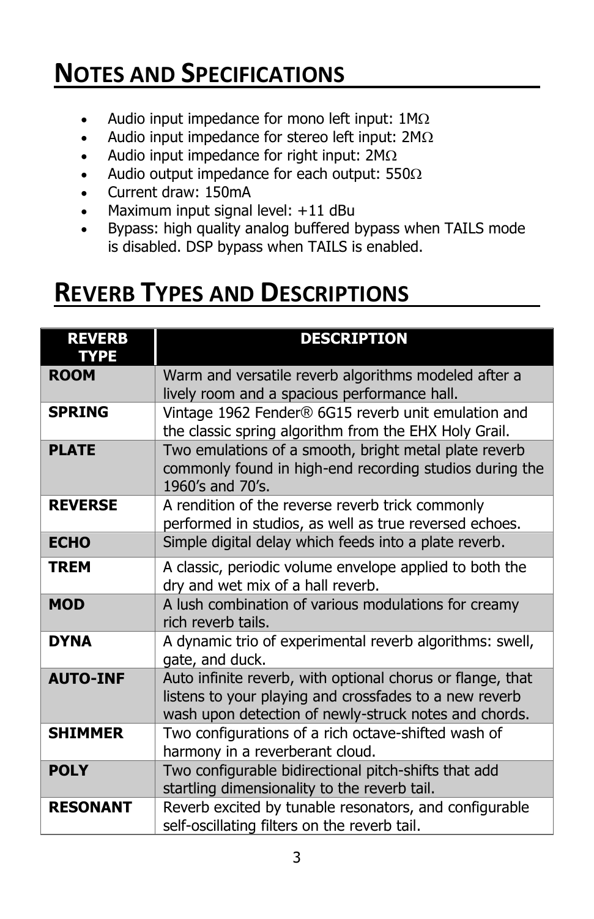# Notes and Specifications

- Audio input impedance for mono left input: 1MΩ
- Audio input impedance for stereo left input: 2MΩ
- Audio input impedance for right input: 2MΩ
- Audio output impedance for each output: 550Ω
- Current draw: 150mA
- Maximum input signal level: +11 dBu
- Bypass: high quality analog buffered bypass when TAILS mode is disabled. DSP bypass when TAILS is enabled.

# Reverb Types and Descriptions

| REVERB TYPE | DESCRIPTION |
|---|---|
| **ROOM** | Warm and versatile reverb algorithms modeled after a lively room and a spacious performance hall. |
| **SPRING** | Vintage 1962 Fender® 6G15 reverb unit emulation and the classic spring algorithm from the EHX Holy Grail. |
| **PLATE** | Two emulations of a smooth, bright metal plate reverb commonly found in high-end recording studios during the 1960's and 70's. |
| **REVERSE** | A rendition of the reverse reverb trick commonly performed in studios, as well as true reversed echoes. |
| **ECHO** | Simple digital delay which feeds into a plate reverb. |
| **TREM** | A classic, periodic volume envelope applied to both the dry and wet mix of a hall reverb. |
| **MOD** | A lush combination of various modulations for creamy rich reverb tails. |
| **DYNA** | A dynamic trio of experimental reverb algorithms: swell, gate, and duck. |
| **AUTO-INF** | Auto infinite reverb, with optional chorus or flange, that listens to your playing and crossfades to a new reverb wash upon detection of newly-struck notes and chords. |
| **SHIMMER** | Two configurations of a rich octave-shifted wash of harmony in a reverberant cloud. |
| **POLY** | Two configurable bidirectional pitch-shifts that add startling dimensionality to the reverb tail. |
| **RESONANT** | Reverb excited by tunable resonators, and configurable self-oscillating filters on the reverb tail. |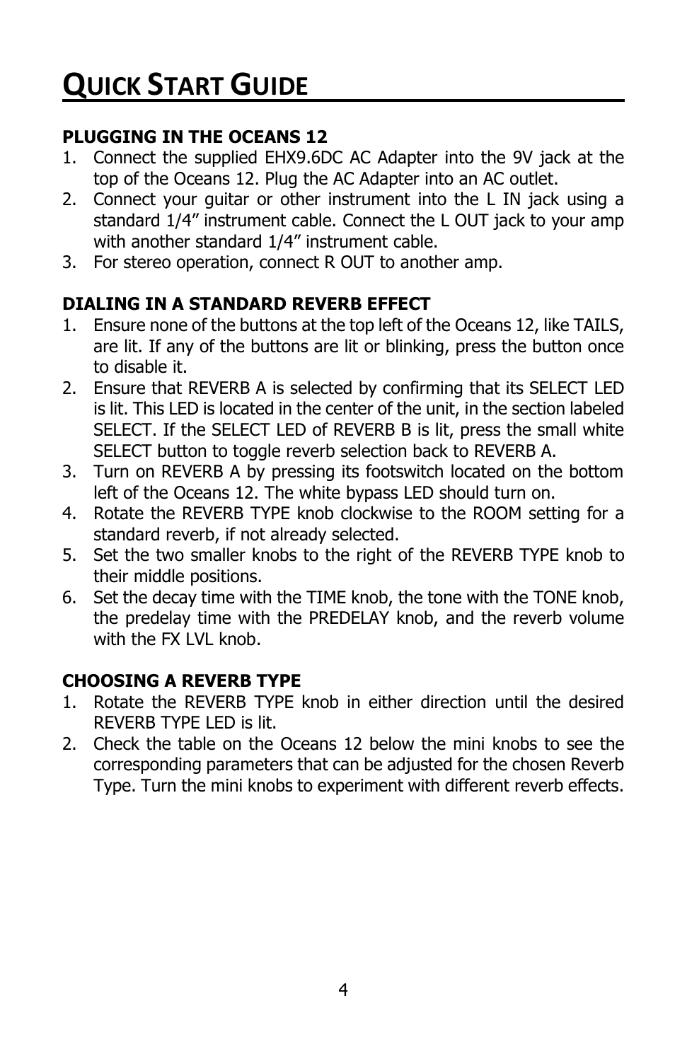# QUICK START GUIDE

**PLUGGING IN THE OCEANS 12**

1. Connect the supplied EHX9.6DC AC Adapter into the 9V jack at the top of the Oceans 12. Plug the AC Adapter into an AC outlet.
2. Connect your guitar or other instrument into the L IN jack using a standard 1/4" instrument cable. Connect the L OUT jack to your amp with another standard 1/4" instrument cable.
3. For stereo operation, connect R OUT to another amp.

**DIALING IN A STANDARD REVERB EFFECT**

1. Ensure none of the buttons at the top left of the Oceans 12, like TAILS, are lit. If any of the buttons are lit or blinking, press the button once to disable it.
2. Ensure that REVERB A is selected by confirming that its SELECT LED is lit. This LED is located in the center of the unit, in the section labeled SELECT. If the SELECT LED of REVERB B is lit, press the small white SELECT button to toggle reverb selection back to REVERB A.
3. Turn on REVERB A by pressing its footswitch located on the bottom left of the Oceans 12. The white bypass LED should turn on.
4. Rotate the REVERB TYPE knob clockwise to the ROOM setting for a standard reverb, if not already selected.
5. Set the two smaller knobs to the right of the REVERB TYPE knob to their middle positions.
6. Set the decay time with the TIME knob, the tone with the TONE knob, the predelay time with the PREDELAY knob, and the reverb volume with the FX LVL knob.

**CHOOSING A REVERB TYPE**

1. Rotate the REVERB TYPE knob in either direction until the desired REVERB TYPE LED is lit.
2. Check the table on the Oceans 12 below the mini knobs to see the corresponding parameters that can be adjusted for the chosen Reverb Type. Turn the mini knobs to experiment with different reverb effects.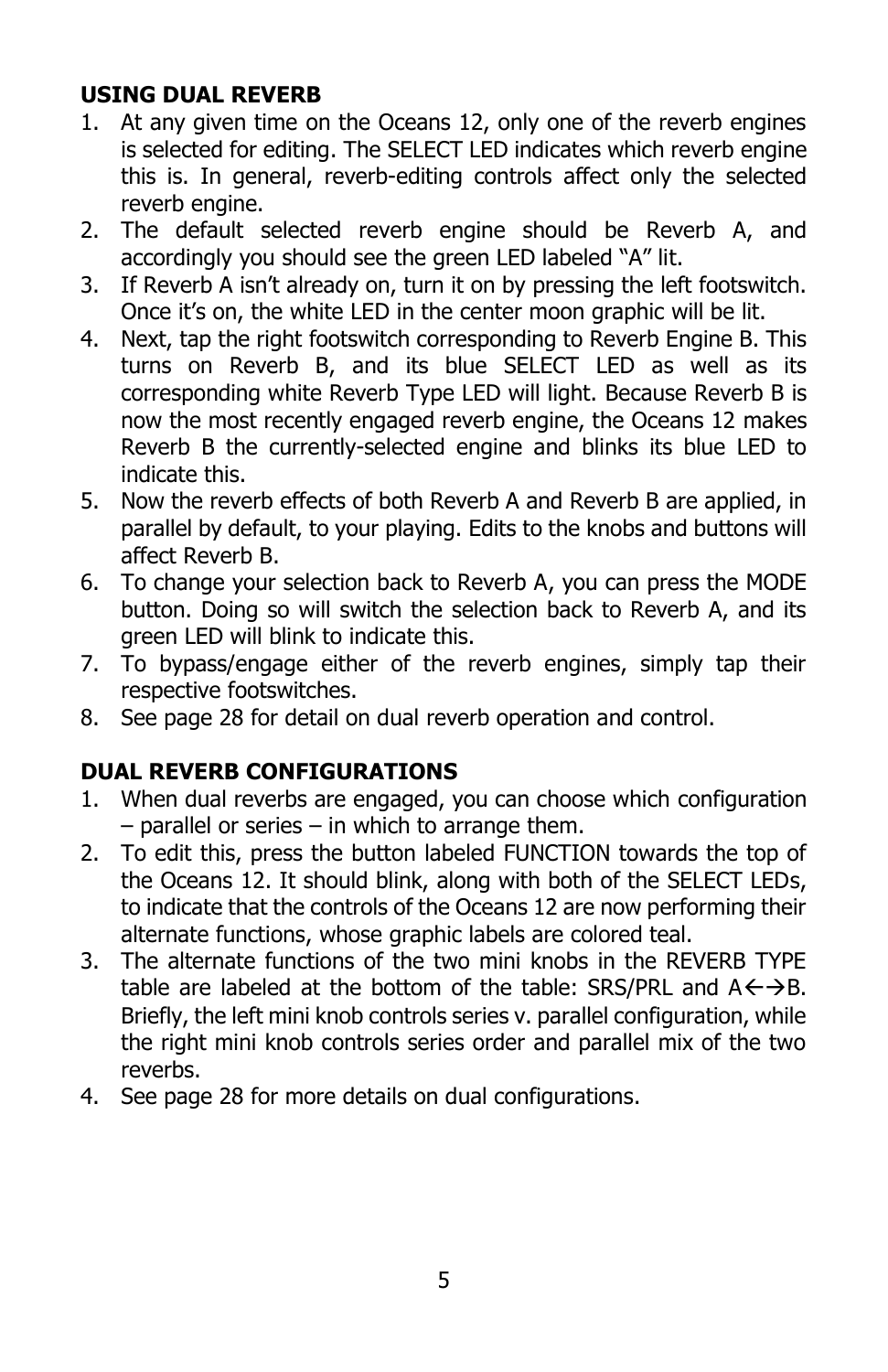## USING DUAL REVERB

1. At any given time on the Oceans 12, only one of the reverb engines is selected for editing. The SELECT LED indicates which reverb engine this is. In general, reverb-editing controls affect only the selected reverb engine.
2. The default selected reverb engine should be Reverb A, and accordingly you should see the green LED labeled "A" lit.
3. If Reverb A isn't already on, turn it on by pressing the left footswitch. Once it's on, the white LED in the center moon graphic will be lit.
4. Next, tap the right footswitch corresponding to Reverb Engine B. This turns on Reverb B, and its blue SELECT LED as well as its corresponding white Reverb Type LED will light. Because Reverb B is now the most recently engaged reverb engine, the Oceans 12 makes Reverb B the currently-selected engine and blinks its blue LED to indicate this.
5. Now the reverb effects of both Reverb A and Reverb B are applied, in parallel by default, to your playing. Edits to the knobs and buttons will affect Reverb B.
6. To change your selection back to Reverb A, you can press the MODE button. Doing so will switch the selection back to Reverb A, and its green LED will blink to indicate this.
7. To bypass/engage either of the reverb engines, simply tap their respective footswitches.
8. See page 28 for detail on dual reverb operation and control.

## DUAL REVERB CONFIGURATIONS

1. When dual reverbs are engaged, you can choose which configuration – parallel or series – in which to arrange them.
2. To edit this, press the button labeled FUNCTION towards the top of the Oceans 12. It should blink, along with both of the SELECT LEDs, to indicate that the controls of the Oceans 12 are now performing their alternate functions, whose graphic labels are colored teal.
3. The alternate functions of the two mini knobs in the REVERB TYPE table are labeled at the bottom of the table: SRS/PRL and A←→B. Briefly, the left mini knob controls series v. parallel configuration, while the right mini knob controls series order and parallel mix of the two reverbs.
4. See page 28 for more details on dual configurations.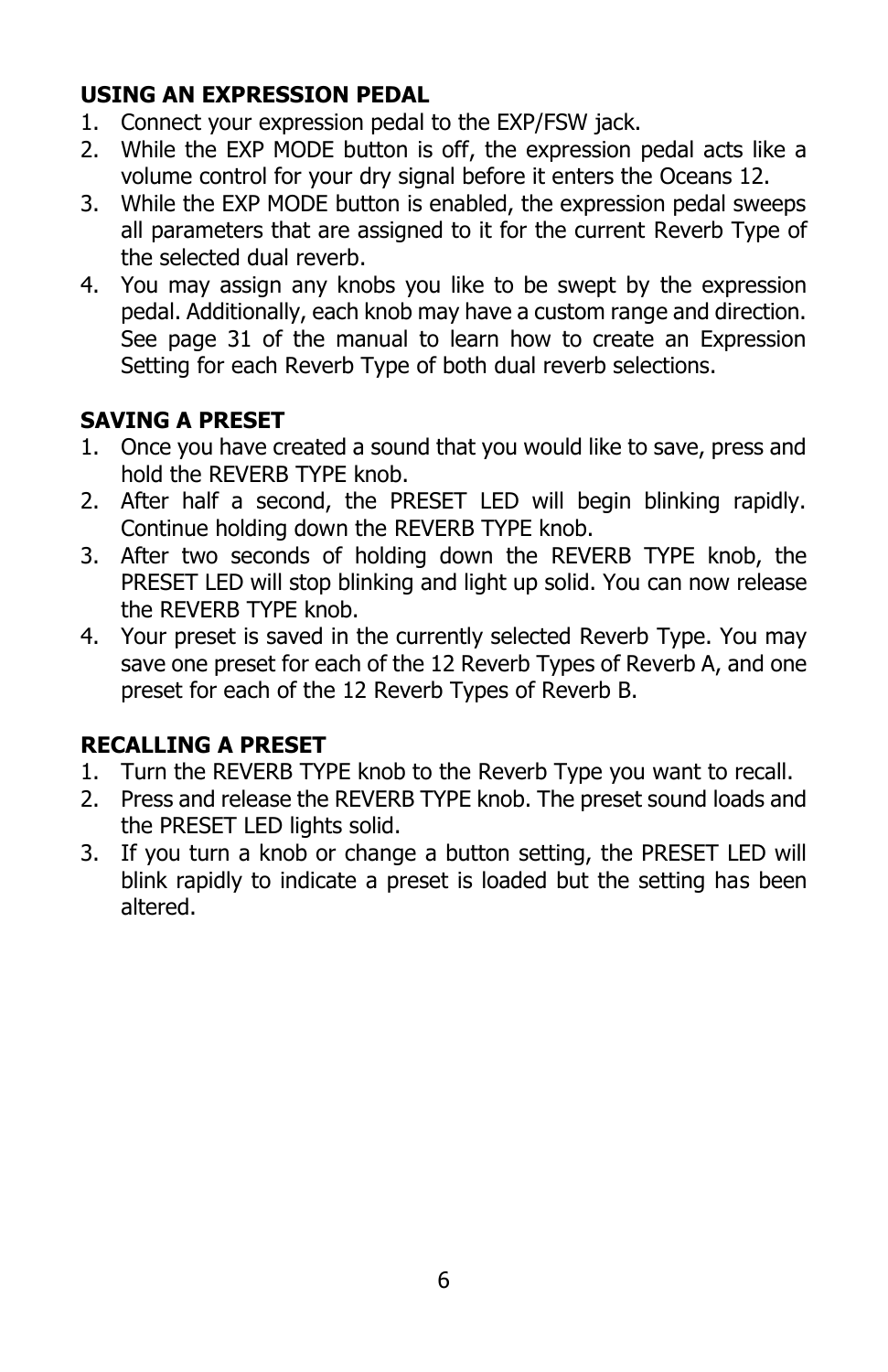**USING AN EXPRESSION PEDAL**

1. Connect your expression pedal to the EXP/FSW jack.
2. While the EXP MODE button is off, the expression pedal acts like a volume control for your dry signal before it enters the Oceans 12.
3. While the EXP MODE button is enabled, the expression pedal sweeps all parameters that are assigned to it for the current Reverb Type of the selected dual reverb.
4. You may assign any knobs you like to be swept by the expression pedal. Additionally, each knob may have a custom range and direction. See page 31 of the manual to learn how to create an Expression Setting for each Reverb Type of both dual reverb selections.

**SAVING A PRESET**

1. Once you have created a sound that you would like to save, press and hold the REVERB TYPE knob.
2. After half a second, the PRESET LED will begin blinking rapidly. Continue holding down the REVERB TYPE knob.
3. After two seconds of holding down the REVERB TYPE knob, the PRESET LED will stop blinking and light up solid. You can now release the REVERB TYPE knob.
4. Your preset is saved in the currently selected Reverb Type. You may save one preset for each of the 12 Reverb Types of Reverb A, and one preset for each of the 12 Reverb Types of Reverb B.

**RECALLING A PRESET**

1. Turn the REVERB TYPE knob to the Reverb Type you want to recall.
2. Press and release the REVERB TYPE knob. The preset sound loads and the PRESET LED lights solid.
3. If you turn a knob or change a button setting, the PRESET LED will blink rapidly to indicate a preset is loaded but the setting has been altered.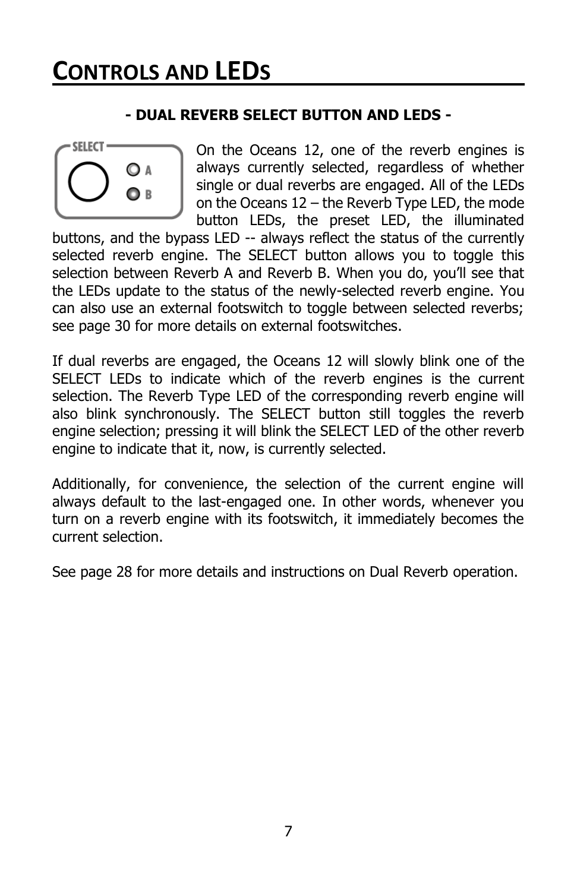# CONTROLS AND LEDS

**- DUAL REVERB SELECT BUTTON AND LEDS -**

On the Oceans 12, one of the reverb engines is always currently selected, regardless of whether single or dual reverbs are engaged. All of the LEDs on the Oceans 12 – the Reverb Type LED, the mode button LEDs, the preset LED, the illuminated buttons, and the bypass LED -- always reflect the status of the currently selected reverb engine. The SELECT button allows you to toggle this selection between Reverb A and Reverb B. When you do, you'll see that the LEDs update to the status of the newly-selected reverb engine. You can also use an external footswitch to toggle between selected reverbs; see page 30 for more details on external footswitches.

If dual reverbs are engaged, the Oceans 12 will slowly blink one of the SELECT LEDs to indicate which of the reverb engines is the current selection. The Reverb Type LED of the corresponding reverb engine will also blink synchronously. The SELECT button still toggles the reverb engine selection; pressing it will blink the SELECT LED of the other reverb engine to indicate that it, now, is currently selected.

Additionally, for convenience, the selection of the current engine will always default to the last-engaged one. In other words, whenever you turn on a reverb engine with its footswitch, it immediately becomes the current selection.

See page 28 for more details and instructions on Dual Reverb operation.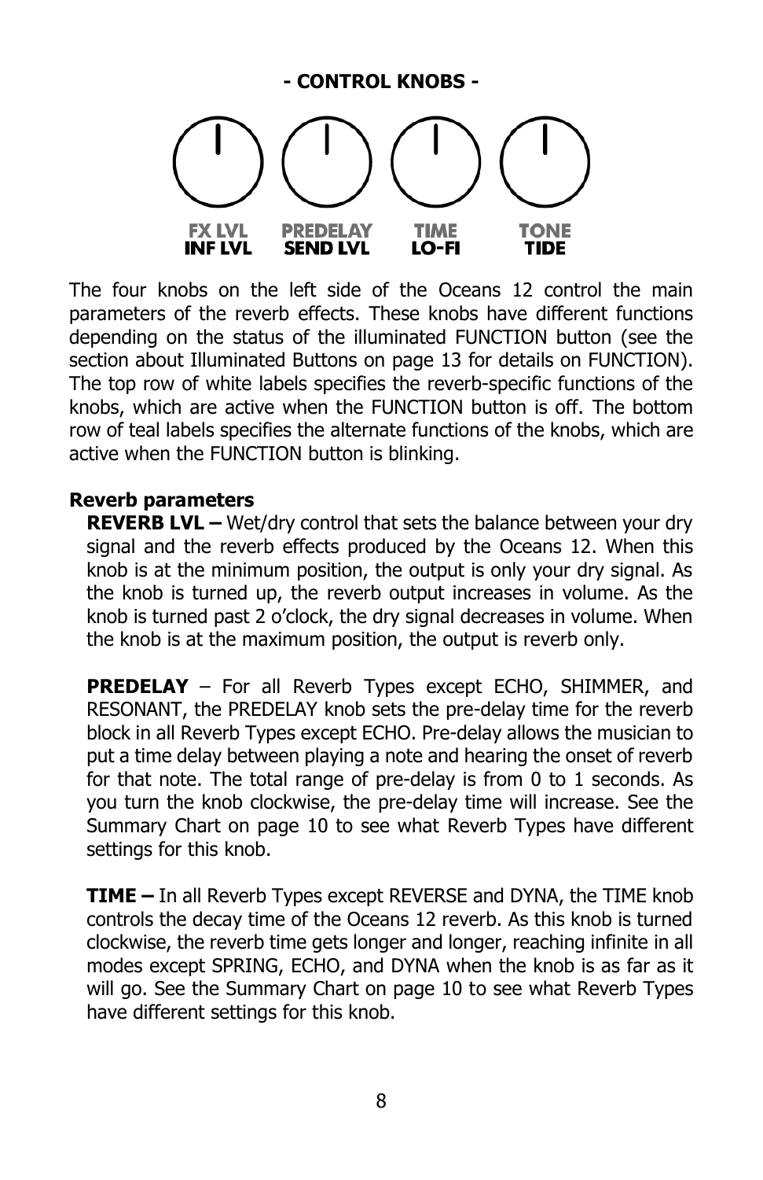**- CONTROL KNOBS -**

FX LVL / INF LVL — PREDELAY / SEND LVL — TIME / LO-FI — TONE / TIDE

The four knobs on the left side of the Oceans 12 control the main parameters of the reverb effects. These knobs have different functions depending on the status of the illuminated FUNCTION button (see the section about Illuminated Buttons on page 13 for details on FUNCTION). The top row of white labels specifies the reverb-specific functions of the knobs, which are active when the FUNCTION button is off. The bottom row of teal labels specifies the alternate functions of the knobs, which are active when the FUNCTION button is blinking.

**Reverb parameters**

**REVERB LVL –** Wet/dry control that sets the balance between your dry signal and the reverb effects produced by the Oceans 12. When this knob is at the minimum position, the output is only your dry signal. As the knob is turned up, the reverb output increases in volume. As the knob is turned past 2 o'clock, the dry signal decreases in volume. When the knob is at the maximum position, the output is reverb only.

**PREDELAY** – For all Reverb Types except ECHO, SHIMMER, and RESONANT, the PREDELAY knob sets the pre-delay time for the reverb block in all Reverb Types except ECHO. Pre-delay allows the musician to put a time delay between playing a note and hearing the onset of reverb for that note. The total range of pre-delay is from 0 to 1 seconds. As you turn the knob clockwise, the pre-delay time will increase. See the Summary Chart on page 10 to see what Reverb Types have different settings for this knob.

**TIME –** In all Reverb Types except REVERSE and DYNA, the TIME knob controls the decay time of the Oceans 12 reverb. As this knob is turned clockwise, the reverb time gets longer and longer, reaching infinite in all modes except SPRING, ECHO, and DYNA when the knob is as far as it will go. See the Summary Chart on page 10 to see what Reverb Types have different settings for this knob.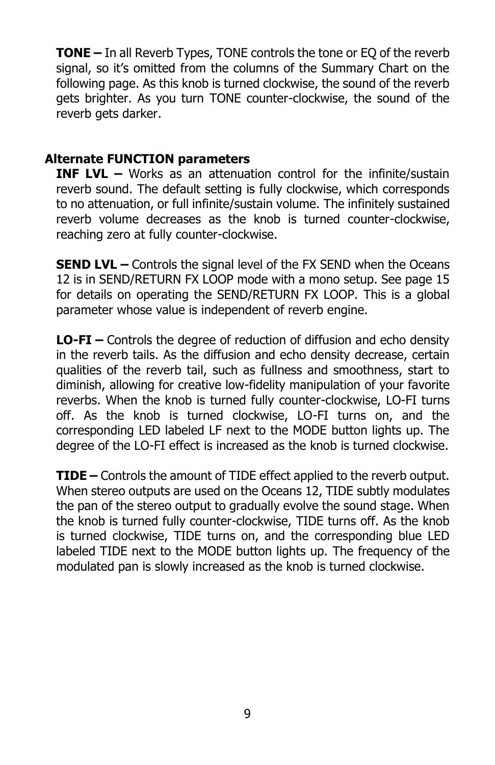**TONE –** In all Reverb Types, TONE controls the tone or EQ of the reverb signal, so it's omitted from the columns of the Summary Chart on the following page. As this knob is turned clockwise, the sound of the reverb gets brighter. As you turn TONE counter-clockwise, the sound of the reverb gets darker.

### Alternate FUNCTION parameters

**INF LVL –** Works as an attenuation control for the infinite/sustain reverb sound. The default setting is fully clockwise, which corresponds to no attenuation, or full infinite/sustain volume. The infinitely sustained reverb volume decreases as the knob is turned counter-clockwise, reaching zero at fully counter-clockwise.

**SEND LVL –** Controls the signal level of the FX SEND when the Oceans 12 is in SEND/RETURN FX LOOP mode with a mono setup. See page 15 for details on operating the SEND/RETURN FX LOOP. This is a global parameter whose value is independent of reverb engine.

**LO-FI –** Controls the degree of reduction of diffusion and echo density in the reverb tails. As the diffusion and echo density decrease, certain qualities of the reverb tail, such as fullness and smoothness, start to diminish, allowing for creative low-fidelity manipulation of your favorite reverbs. When the knob is turned fully counter-clockwise, LO-FI turns off. As the knob is turned clockwise, LO-FI turns on, and the corresponding LED labeled LF next to the MODE button lights up. The degree of the LO-FI effect is increased as the knob is turned clockwise.

**TIDE –** Controls the amount of TIDE effect applied to the reverb output. When stereo outputs are used on the Oceans 12, TIDE subtly modulates the pan of the stereo output to gradually evolve the sound stage. When the knob is turned fully counter-clockwise, TIDE turns off. As the knob is turned clockwise, TIDE turns on, and the corresponding blue LED labeled TIDE next to the MODE button lights up. The frequency of the modulated pan is slowly increased as the knob is turned clockwise.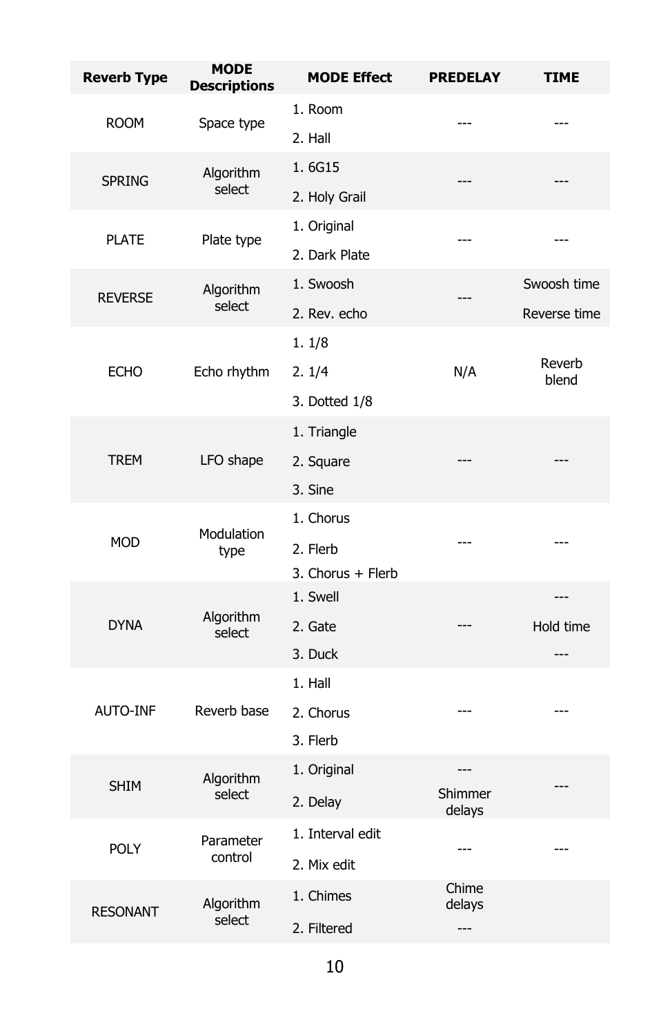| Reverb Type | MODE Descriptions | MODE Effect | PREDELAY | TIME |
|---|---|---|---|---|
| ROOM | Space type | 1. Room<br>2. Hall | --- | --- |
| SPRING | Algorithm select | 1. 6G15<br>2. Holy Grail | --- | --- |
| PLATE | Plate type | 1. Original<br>2. Dark Plate | --- | --- |
| REVERSE | Algorithm select | 1. Swoosh<br>2. Rev. echo | --- | Swoosh time<br>Reverse time |
| ECHO | Echo rhythm | 1. 1/8<br>2. 1/4<br>3. Dotted 1/8 | N/A | Reverb blend |
| TREM | LFO shape | 1. Triangle<br>2. Square<br>3. Sine | --- | --- |
| MOD | Modulation type | 1. Chorus<br>2. Flerb<br>3. Chorus + Flerb | --- | --- |
| DYNA | Algorithm select | 1. Swell<br>2. Gate<br>3. Duck | --- | ---<br>Hold time<br>--- |
| AUTO-INF | Reverb base | 1. Hall<br>2. Chorus<br>3. Flerb | --- | --- |
| SHIM | Algorithm select | 1. Original<br>2. Delay | ---<br>Shimmer delays | --- |
| POLY | Parameter control | 1. Interval edit<br>2. Mix edit | --- | --- |
| RESONANT | Algorithm select | 1. Chimes<br>2. Filtered | Chime delays<br>--- | |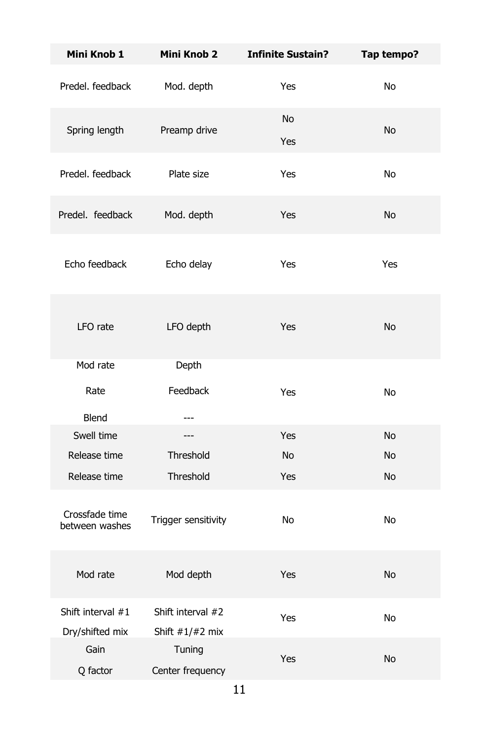| Mini Knob 1 | Mini Knob 2 | Infinite Sustain? | Tap tempo? |
|---|---|---|---|
| Predel. feedback | Mod. depth | Yes | No |
| Spring length | Preamp drive | No<br>Yes | No |
| Predel. feedback | Plate size | Yes | No |
| Predel. feedback | Mod. depth | Yes | No |
| Echo feedback | Echo delay | Yes | Yes |
| LFO rate | LFO depth | Yes | No |
| Mod rate<br>Rate<br>Blend | Depth<br>Feedback<br>--- | Yes | No |
| Swell time | --- | Yes | No |
| Release time | Threshold | No | No |
| Release time | Threshold | Yes | No |
| Crossfade time between washes | Trigger sensitivity | No | No |
| Mod rate | Mod depth | Yes | No |
| Shift interval #1<br>Dry/shifted mix | Shift interval #2<br>Shift #1/#2 mix | Yes | No |
| Gain<br>Q factor | Tuning<br>Center frequency | Yes | No |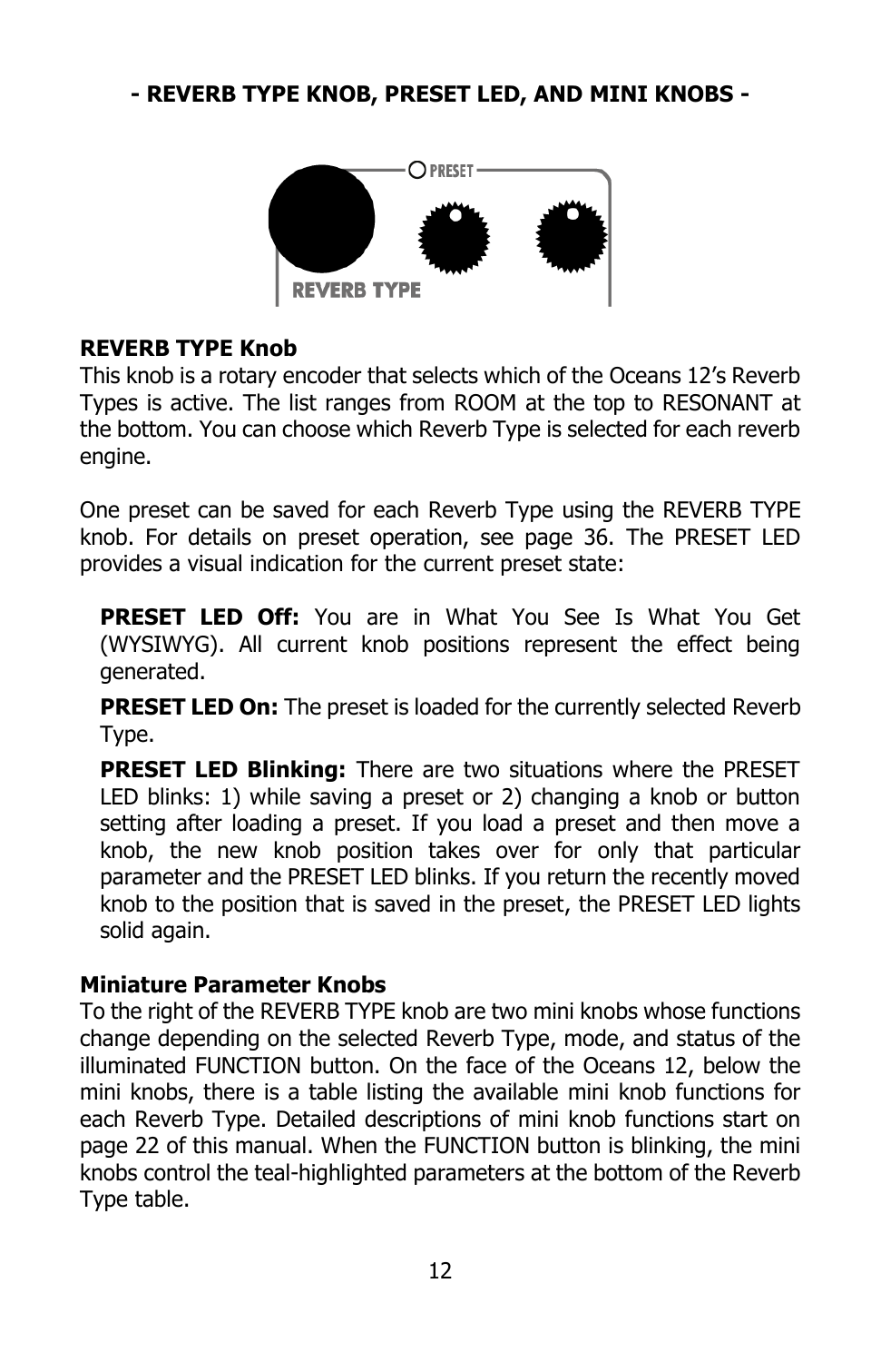## - REVERB TYPE KNOB, PRESET LED, AND MINI KNOBS -

### REVERB TYPE Knob

This knob is a rotary encoder that selects which of the Oceans 12's Reverb Types is active. The list ranges from ROOM at the top to RESONANT at the bottom. You can choose which Reverb Type is selected for each reverb engine.

One preset can be saved for each Reverb Type using the REVERB TYPE knob. For details on preset operation, see page 36. The PRESET LED provides a visual indication for the current preset state:

**PRESET LED Off:** You are in What You See Is What You Get (WYSIWYG). All current knob positions represent the effect being generated.

**PRESET LED On:** The preset is loaded for the currently selected Reverb Type.

**PRESET LED Blinking:** There are two situations where the PRESET LED blinks: 1) while saving a preset or 2) changing a knob or button setting after loading a preset. If you load a preset and then move a knob, the new knob position takes over for only that particular parameter and the PRESET LED blinks. If you return the recently moved knob to the position that is saved in the preset, the PRESET LED lights solid again.

### Miniature Parameter Knobs

To the right of the REVERB TYPE knob are two mini knobs whose functions change depending on the selected Reverb Type, mode, and status of the illuminated FUNCTION button. On the face of the Oceans 12, below the mini knobs, there is a table listing the available mini knob functions for each Reverb Type. Detailed descriptions of mini knob functions start on page 22 of this manual. When the FUNCTION button is blinking, the mini knobs control the teal-highlighted parameters at the bottom of the Reverb Type table.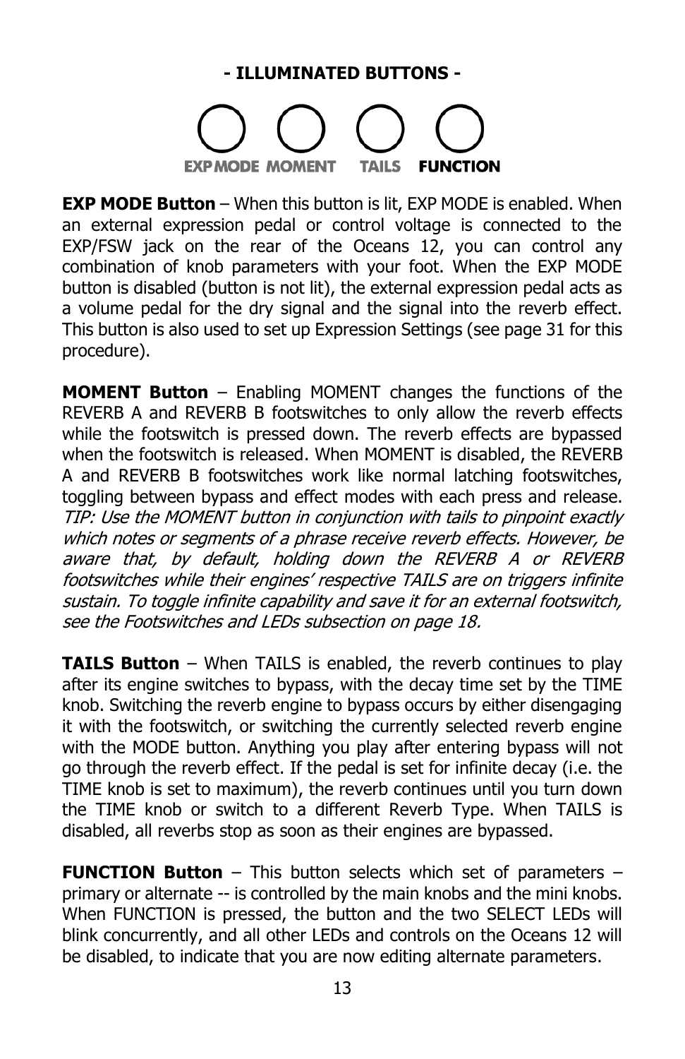## - ILLUMINATED BUTTONS -

EXP MODE MOMENT TAILS **FUNCTION**

**EXP MODE Button** – When this button is lit, EXP MODE is enabled. When an external expression pedal or control voltage is connected to the EXP/FSW jack on the rear of the Oceans 12, you can control any combination of knob parameters with your foot. When the EXP MODE button is disabled (button is not lit), the external expression pedal acts as a volume pedal for the dry signal and the signal into the reverb effect. This button is also used to set up Expression Settings (see page 31 for this procedure).

**MOMENT Button** – Enabling MOMENT changes the functions of the REVERB A and REVERB B footswitches to only allow the reverb effects while the footswitch is pressed down. The reverb effects are bypassed when the footswitch is released. When MOMENT is disabled, the REVERB A and REVERB B footswitches work like normal latching footswitches, toggling between bypass and effect modes with each press and release. *TIP: Use the MOMENT button in conjunction with tails to pinpoint exactly which notes or segments of a phrase receive reverb effects. However, be aware that, by default, holding down the REVERB A or REVERB footswitches while their engines' respective TAILS are on triggers infinite sustain. To toggle infinite capability and save it for an external footswitch, see the Footswitches and LEDs subsection on page 18.*

**TAILS Button** – When TAILS is enabled, the reverb continues to play after its engine switches to bypass, with the decay time set by the TIME knob. Switching the reverb engine to bypass occurs by either disengaging it with the footswitch, or switching the currently selected reverb engine with the MODE button. Anything you play after entering bypass will not go through the reverb effect. If the pedal is set for infinite decay (i.e. the TIME knob is set to maximum), the reverb continues until you turn down the TIME knob or switch to a different Reverb Type. When TAILS is disabled, all reverbs stop as soon as their engines are bypassed.

**FUNCTION Button** – This button selects which set of parameters – primary or alternate -- is controlled by the main knobs and the mini knobs. When FUNCTION is pressed, the button and the two SELECT LEDs will blink concurrently, and all other LEDs and controls on the Oceans 12 will be disabled, to indicate that you are now editing alternate parameters.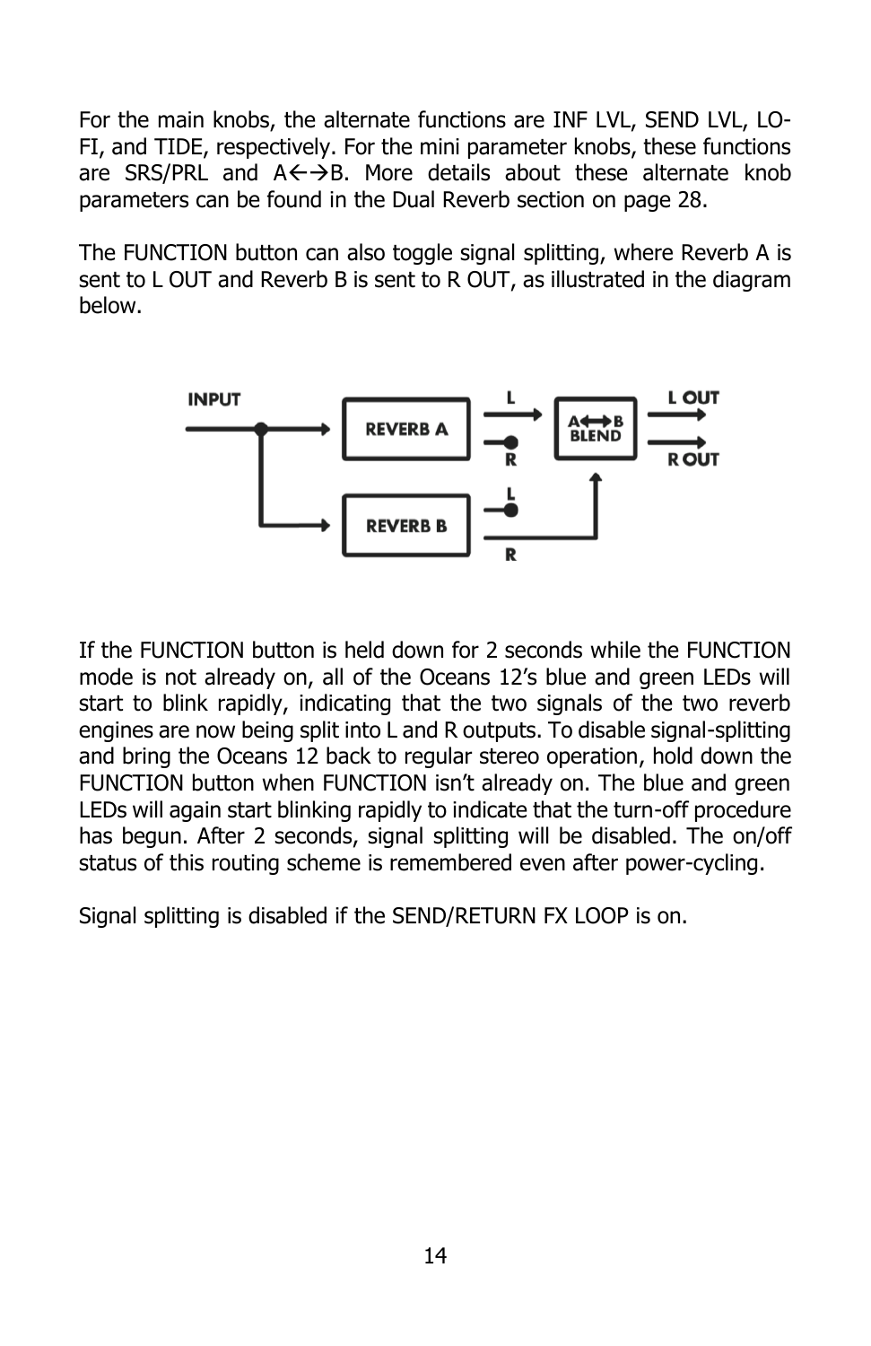For the main knobs, the alternate functions are INF LVL, SEND LVL, LO-FI, and TIDE, respectively. For the mini parameter knobs, these functions are SRS/PRL and A←→B. More details about these alternate knob parameters can be found in the Dual Reverb section on page 28.

The FUNCTION button can also toggle signal splitting, where Reverb A is sent to L OUT and Reverb B is sent to R OUT, as illustrated in the diagram below.

If the FUNCTION button is held down for 2 seconds while the FUNCTION mode is not already on, all of the Oceans 12's blue and green LEDs will start to blink rapidly, indicating that the two signals of the two reverb engines are now being split into L and R outputs. To disable signal-splitting and bring the Oceans 12 back to regular stereo operation, hold down the FUNCTION button when FUNCTION isn't already on. The blue and green LEDs will again start blinking rapidly to indicate that the turn-off procedure has begun. After 2 seconds, signal splitting will be disabled. The on/off status of this routing scheme is remembered even after power-cycling.

Signal splitting is disabled if the SEND/RETURN FX LOOP is on.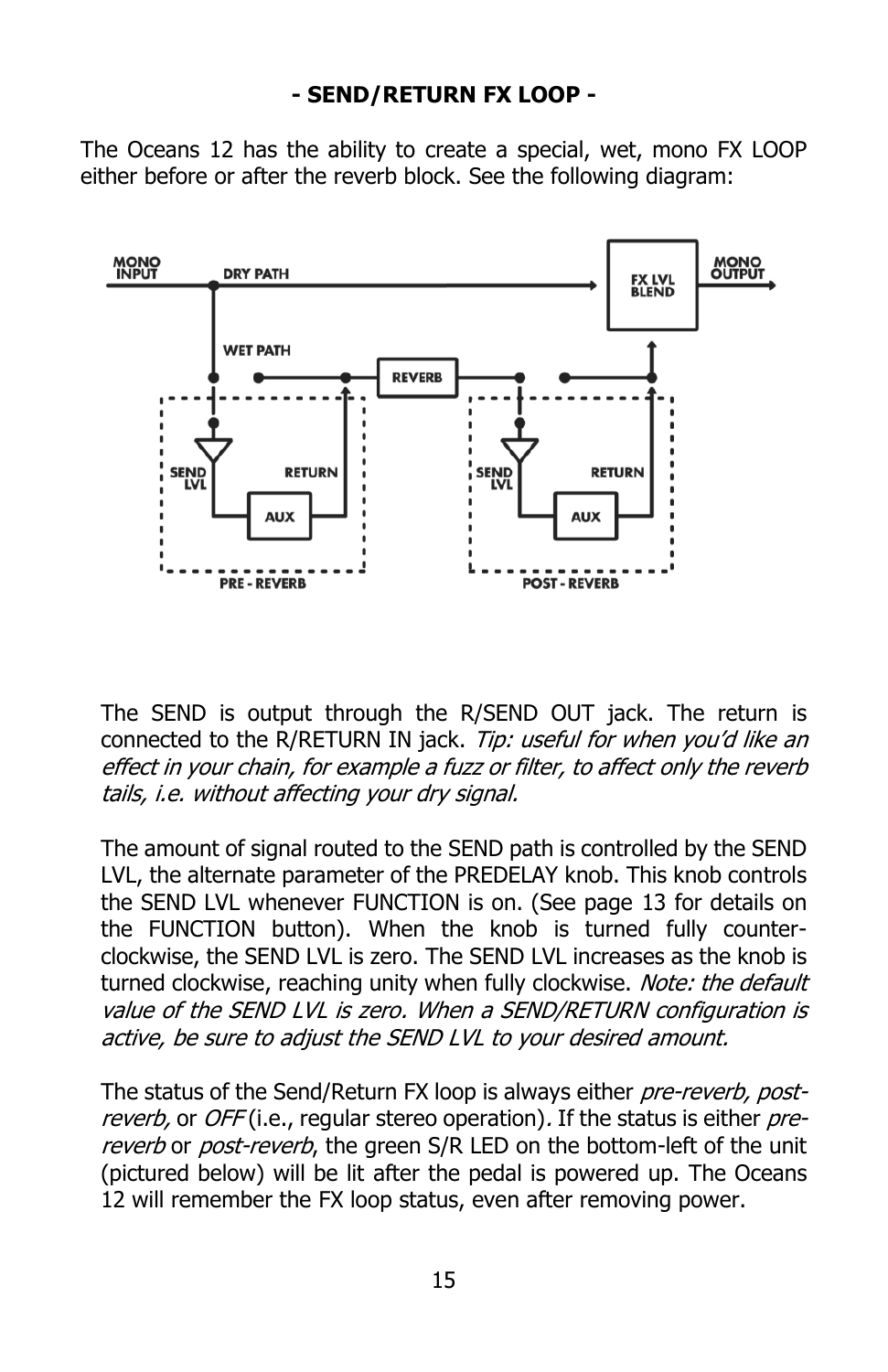**- SEND/RETURN FX LOOP -**

The Oceans 12 has the ability to create a special, wet, mono FX LOOP either before or after the reverb block. See the following diagram:

The SEND is output through the R/SEND OUT jack. The return is connected to the R/RETURN IN jack. *Tip: useful for when you'd like an effect in your chain, for example a fuzz or filter, to affect only the reverb tails, i.e. without affecting your dry signal.*

The amount of signal routed to the SEND path is controlled by the SEND LVL, the alternate parameter of the PREDELAY knob. This knob controls the SEND LVL whenever FUNCTION is on. (See page 13 for details on the FUNCTION button). When the knob is turned fully counter-clockwise, the SEND LVL is zero. The SEND LVL increases as the knob is turned clockwise, reaching unity when fully clockwise. *Note: the default value of the SEND LVL is zero. When a SEND/RETURN configuration is active, be sure to adjust the SEND LVL to your desired amount.*

The status of the Send/Return FX loop is always either *pre-reverb, post-reverb,* or *OFF* (i.e., regular stereo operation). If the status is either *pre-reverb* or *post-reverb*, the green S/R LED on the bottom-left of the unit (pictured below) will be lit after the pedal is powered up. The Oceans 12 will remember the FX loop status, even after removing power.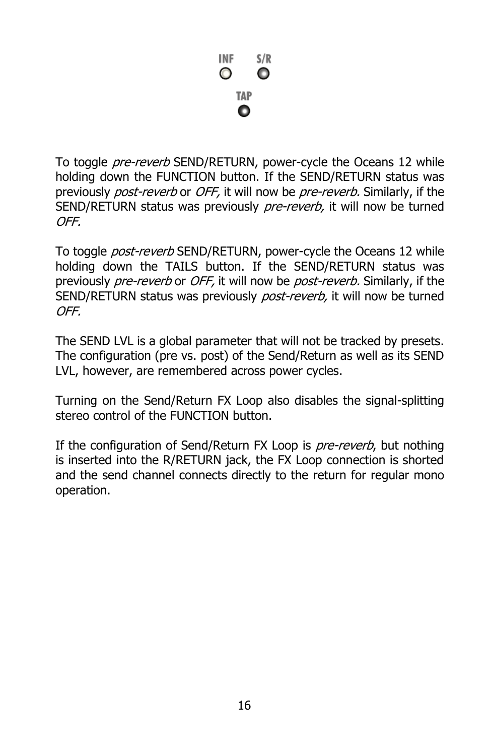INF S/R

TAP

To toggle *pre-reverb* SEND/RETURN, power-cycle the Oceans 12 while holding down the FUNCTION button. If the SEND/RETURN status was previously *post-reverb* or *OFF,* it will now be *pre-reverb.* Similarly, if the SEND/RETURN status was previously *pre-reverb,* it will now be turned *OFF.*

To toggle *post-reverb* SEND/RETURN, power-cycle the Oceans 12 while holding down the TAILS button. If the SEND/RETURN status was previously *pre-reverb* or *OFF,* it will now be *post-reverb.* Similarly, if the SEND/RETURN status was previously *post-reverb,* it will now be turned *OFF.*

The SEND LVL is a global parameter that will not be tracked by presets. The configuration (pre vs. post) of the Send/Return as well as its SEND LVL, however, are remembered across power cycles.

Turning on the Send/Return FX Loop also disables the signal-splitting stereo control of the FUNCTION button.

If the configuration of Send/Return FX Loop is *pre-reverb*, but nothing is inserted into the R/RETURN jack, the FX Loop connection is shorted and the send channel connects directly to the return for regular mono operation.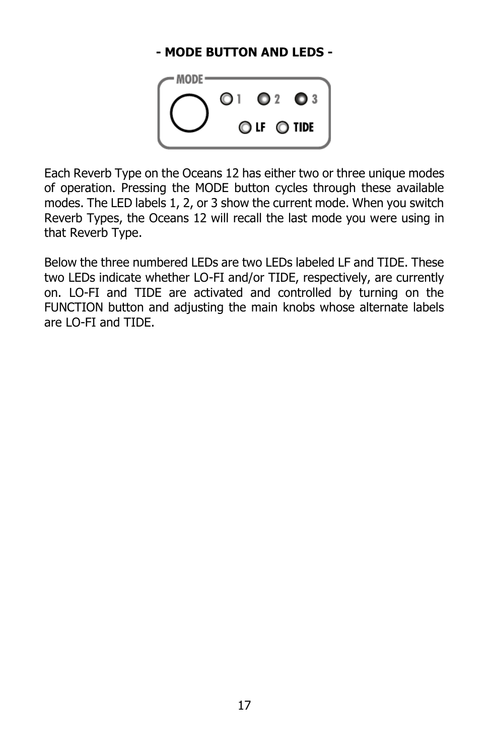## - MODE BUTTON AND LEDS -

Each Reverb Type on the Oceans 12 has either two or three unique modes of operation. Pressing the MODE button cycles through these available modes. The LED labels 1, 2, or 3 show the current mode. When you switch Reverb Types, the Oceans 12 will recall the last mode you were using in that Reverb Type.

Below the three numbered LEDs are two LEDs labeled LF and TIDE. These two LEDs indicate whether LO-FI and/or TIDE, respectively, are currently on. LO-FI and TIDE are activated and controlled by turning on the FUNCTION button and adjusting the main knobs whose alternate labels are LO-FI and TIDE.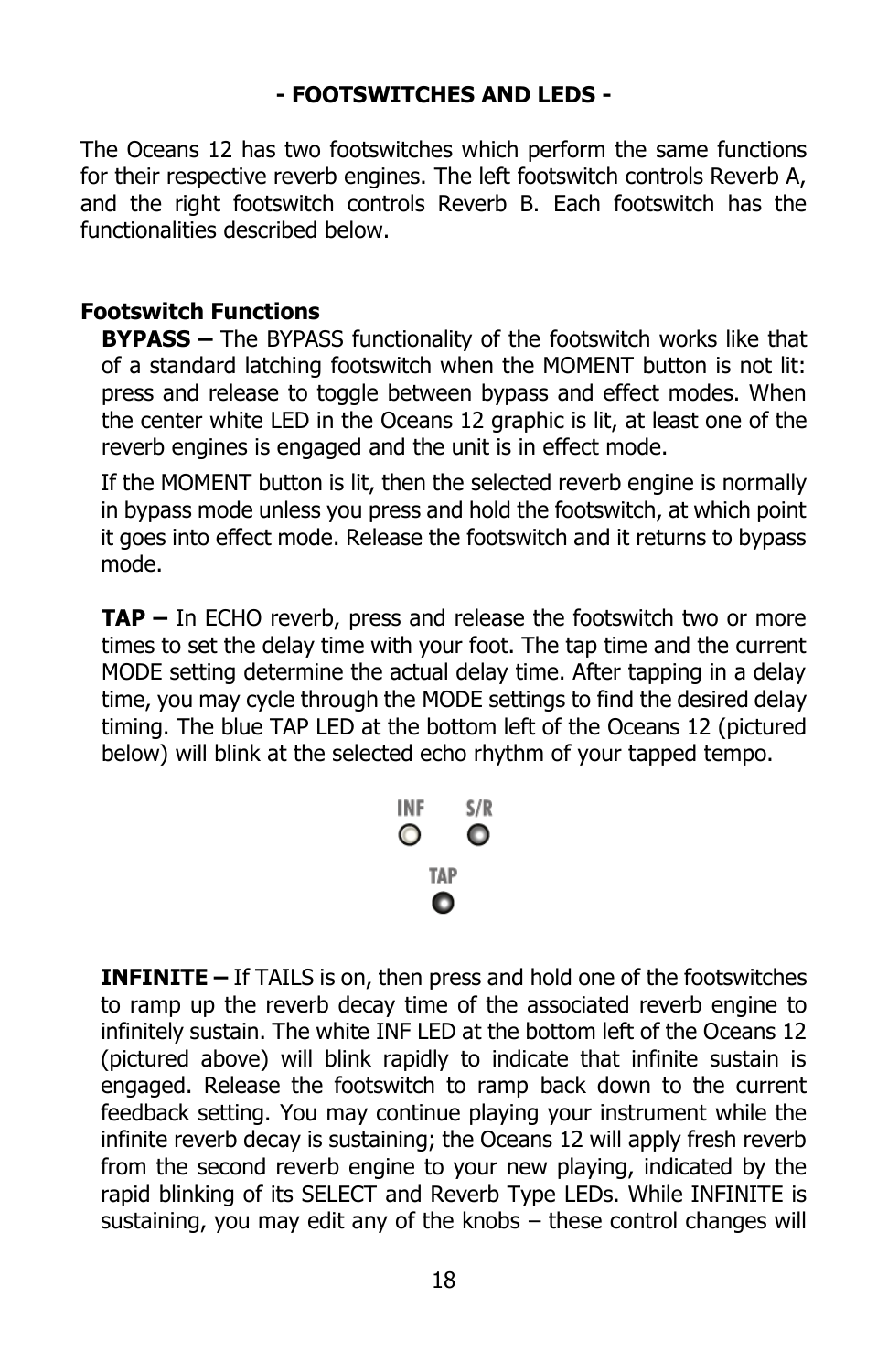## - FOOTSWITCHES AND LEDS -

The Oceans 12 has two footswitches which perform the same functions for their respective reverb engines. The left footswitch controls Reverb A, and the right footswitch controls Reverb B. Each footswitch has the functionalities described below.

### Footswitch Functions

**BYPASS –** The BYPASS functionality of the footswitch works like that of a standard latching footswitch when the MOMENT button is not lit: press and release to toggle between bypass and effect modes. When the center white LED in the Oceans 12 graphic is lit, at least one of the reverb engines is engaged and the unit is in effect mode.

If the MOMENT button is lit, then the selected reverb engine is normally in bypass mode unless you press and hold the footswitch, at which point it goes into effect mode. Release the footswitch and it returns to bypass mode.

**TAP –** In ECHO reverb, press and release the footswitch two or more times to set the delay time with your foot. The tap time and the current MODE setting determine the actual delay time. After tapping in a delay time, you may cycle through the MODE settings to find the desired delay timing. The blue TAP LED at the bottom left of the Oceans 12 (pictured below) will blink at the selected echo rhythm of your tapped tempo.

INF S/R

TAP

**INFINITE –** If TAILS is on, then press and hold one of the footswitches to ramp up the reverb decay time of the associated reverb engine to infinitely sustain. The white INF LED at the bottom left of the Oceans 12 (pictured above) will blink rapidly to indicate that infinite sustain is engaged. Release the footswitch to ramp back down to the current feedback setting. You may continue playing your instrument while the infinite reverb decay is sustaining; the Oceans 12 will apply fresh reverb from the second reverb engine to your new playing, indicated by the rapid blinking of its SELECT and Reverb Type LEDs. While INFINITE is sustaining, you may edit any of the knobs – these control changes will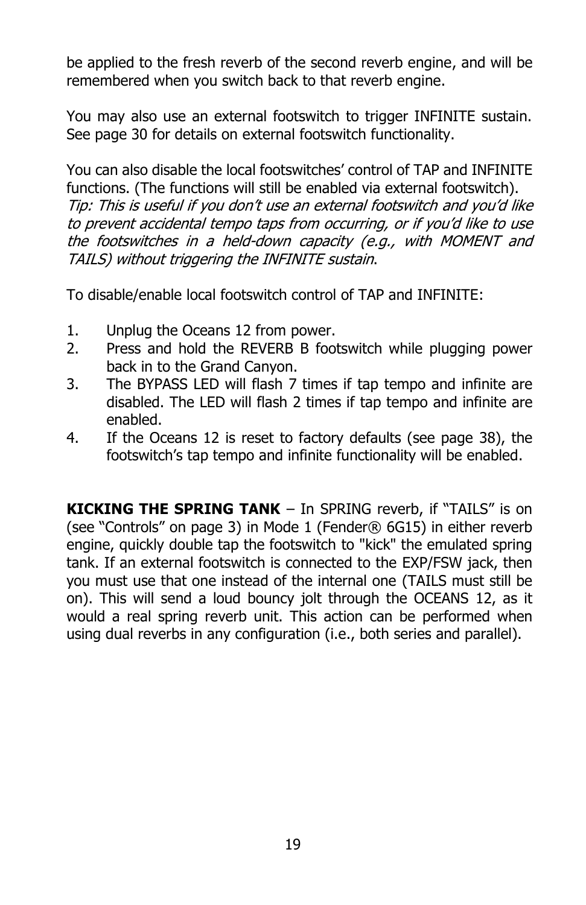be applied to the fresh reverb of the second reverb engine, and will be remembered when you switch back to that reverb engine.

You may also use an external footswitch to trigger INFINITE sustain. See page 30 for details on external footswitch functionality.

You can also disable the local footswitches' control of TAP and INFINITE functions. (The functions will still be enabled via external footswitch).
*Tip: This is useful if you don't use an external footswitch and you'd like to prevent accidental tempo taps from occurring, or if you'd like to use the footswitches in a held-down capacity (e.g., with MOMENT and TAILS) without triggering the INFINITE sustain*.

To disable/enable local footswitch control of TAP and INFINITE:

1. Unplug the Oceans 12 from power.
2. Press and hold the REVERB B footswitch while plugging power back in to the Grand Canyon.
3. The BYPASS LED will flash 7 times if tap tempo and infinite are disabled. The LED will flash 2 times if tap tempo and infinite are enabled.
4. If the Oceans 12 is reset to factory defaults (see page 38), the footswitch's tap tempo and infinite functionality will be enabled.

**KICKING THE SPRING TANK** – In SPRING reverb, if "TAILS" is on (see "Controls" on page 3) in Mode 1 (Fender® 6G15) in either reverb engine, quickly double tap the footswitch to "kick" the emulated spring tank. If an external footswitch is connected to the EXP/FSW jack, then you must use that one instead of the internal one (TAILS must still be on). This will send a loud bouncy jolt through the OCEANS 12, as it would a real spring reverb unit. This action can be performed when using dual reverbs in any configuration (i.e., both series and parallel).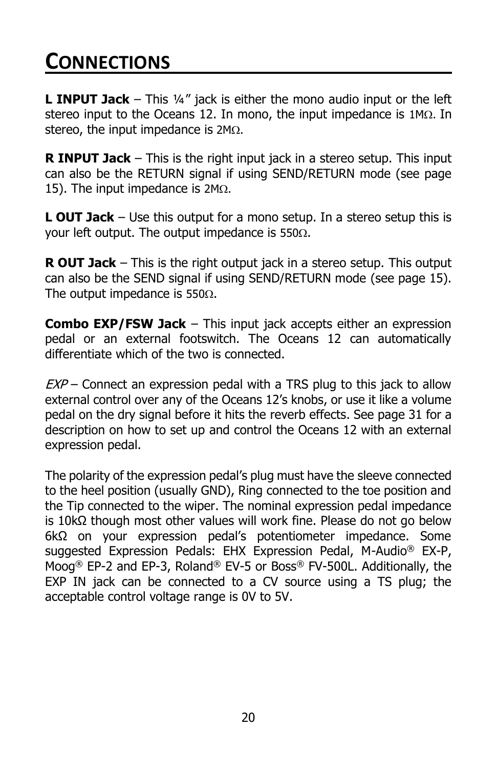# CONNECTIONS

**L INPUT Jack** – This ¼" jack is either the mono audio input or the left stereo input to the Oceans 12. In mono, the input impedance is 1MΩ. In stereo, the input impedance is 2MΩ.

**R INPUT Jack** – This is the right input jack in a stereo setup. This input can also be the RETURN signal if using SEND/RETURN mode (see page 15). The input impedance is 2MΩ.

**L OUT Jack** – Use this output for a mono setup. In a stereo setup this is your left output. The output impedance is 550Ω.

**R OUT Jack** – This is the right output jack in a stereo setup. This output can also be the SEND signal if using SEND/RETURN mode (see page 15). The output impedance is 550Ω.

**Combo EXP/FSW Jack** – This input jack accepts either an expression pedal or an external footswitch. The Oceans 12 can automatically differentiate which of the two is connected.

*EXP* – Connect an expression pedal with a TRS plug to this jack to allow external control over any of the Oceans 12's knobs, or use it like a volume pedal on the dry signal before it hits the reverb effects. See page 31 for a description on how to set up and control the Oceans 12 with an external expression pedal.

The polarity of the expression pedal's plug must have the sleeve connected to the heel position (usually GND), Ring connected to the toe position and the Tip connected to the wiper. The nominal expression pedal impedance is 10kΩ though most other values will work fine. Please do not go below 6kΩ on your expression pedal's potentiometer impedance. Some suggested Expression Pedals: EHX Expression Pedal, M-Audio® EX-P, Moog® EP-2 and EP-3, Roland® EV-5 or Boss® FV-500L. Additionally, the EXP IN jack can be connected to a CV source using a TS plug; the acceptable control voltage range is 0V to 5V.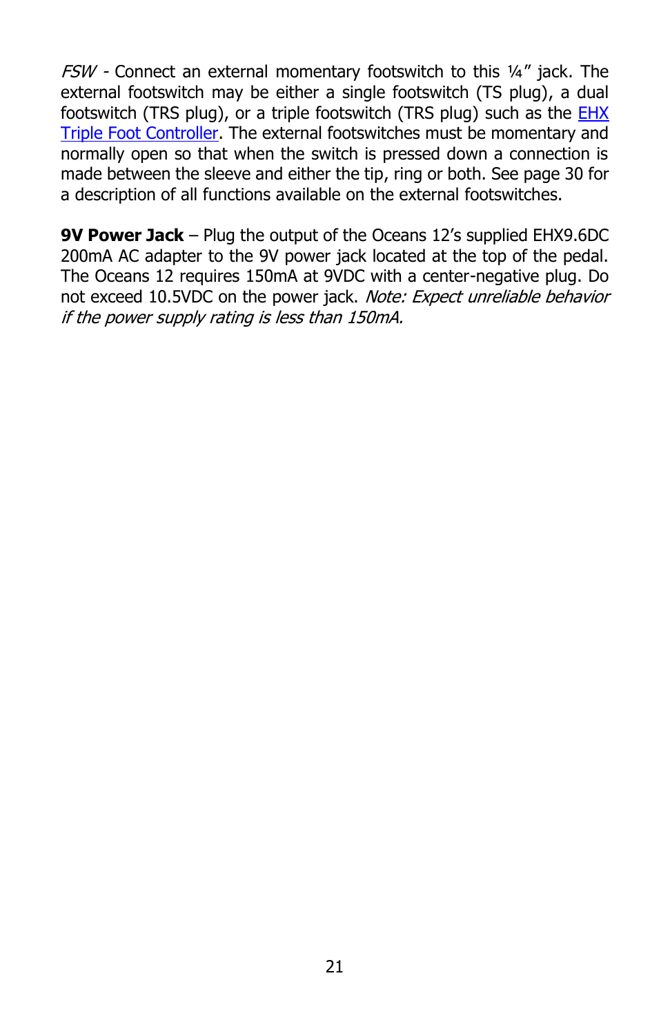*FSW* - Connect an external momentary footswitch to this ¼” jack. The external footswitch may be either a single footswitch (TS plug), a dual footswitch (TRS plug), or a triple footswitch (TRS plug) such as the EHX Triple Foot Controller. The external footswitches must be momentary and normally open so that when the switch is pressed down a connection is made between the sleeve and either the tip, ring or both. See page 30 for a description of all functions available on the external footswitches.

**9V Power Jack** – Plug the output of the Oceans 12’s supplied EHX9.6DC 200mA AC adapter to the 9V power jack located at the top of the pedal. The Oceans 12 requires 150mA at 9VDC with a center-negative plug. Do not exceed 10.5VDC on the power jack. *Note: Expect unreliable behavior if the power supply rating is less than 150mA.*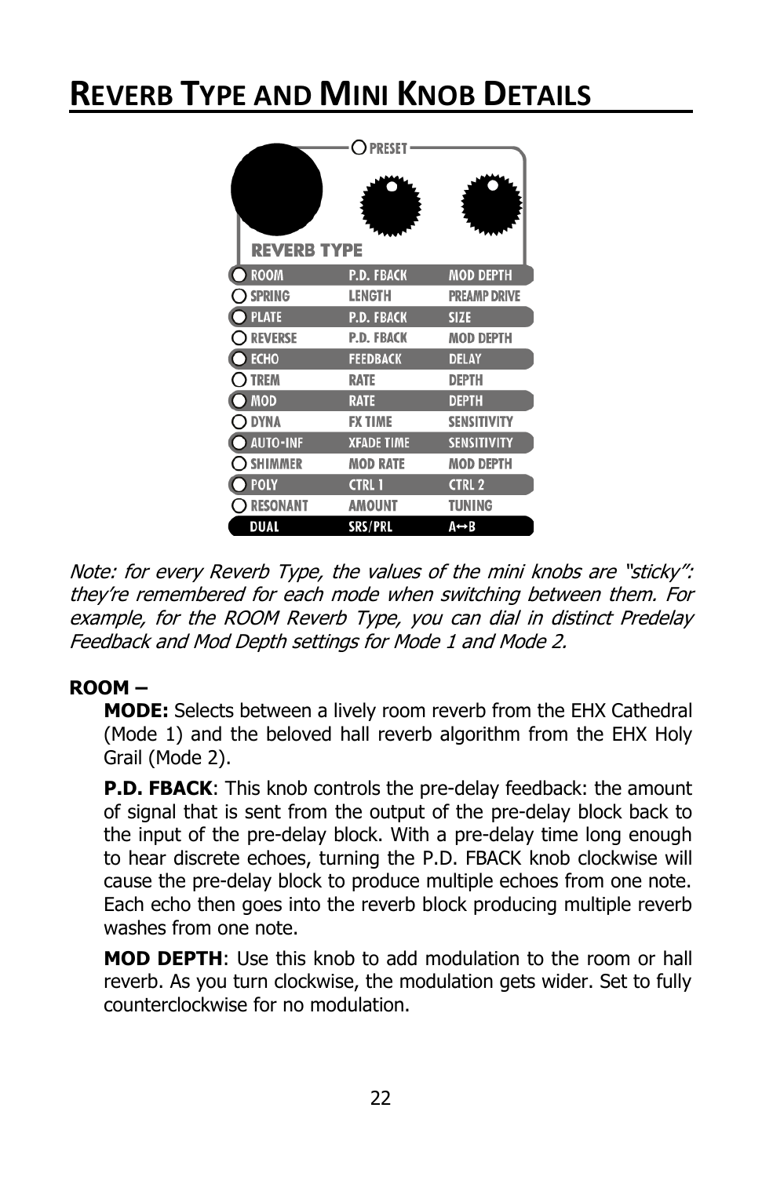# Reverb Type and Mini Knob Details

| REVERB TYPE | | |
|---|---|---|
| ROOM | P.D. FBACK | MOD DEPTH |
| SPRING | LENGTH | PREAMP DRIVE |
| PLATE | P.D. FBACK | SIZE |
| REVERSE | P.D. FBACK | MOD DEPTH |
| ECHO | FEEDBACK | DELAY |
| TREM | RATE | DEPTH |
| MOD | RATE | DEPTH |
| DYNA | FX TIME | SENSITIVITY |
| AUTO-INF | XFADE TIME | SENSITIVITY |
| SHIMMER | MOD RATE | MOD DEPTH |
| POLY | CTRL 1 | CTRL 2 |
| RESONANT | AMOUNT | TUNING |
| DUAL | SRS/PRL | A↔B |

*Note: for every Reverb Type, the values of the mini knobs are "sticky": they're remembered for each mode when switching between them. For example, for the ROOM Reverb Type, you can dial in distinct Predelay Feedback and Mod Depth settings for Mode 1 and Mode 2.*

**ROOM –**

**MODE:** Selects between a lively room reverb from the EHX Cathedral (Mode 1) and the beloved hall reverb algorithm from the EHX Holy Grail (Mode 2).

**P.D. FBACK**: This knob controls the pre-delay feedback: the amount of signal that is sent from the output of the pre-delay block back to the input of the pre-delay block. With a pre-delay time long enough to hear discrete echoes, turning the P.D. FBACK knob clockwise will cause the pre-delay block to produce multiple echoes from one note. Each echo then goes into the reverb block producing multiple reverb washes from one note.

**MOD DEPTH**: Use this knob to add modulation to the room or hall reverb. As you turn clockwise, the modulation gets wider. Set to fully counterclockwise for no modulation.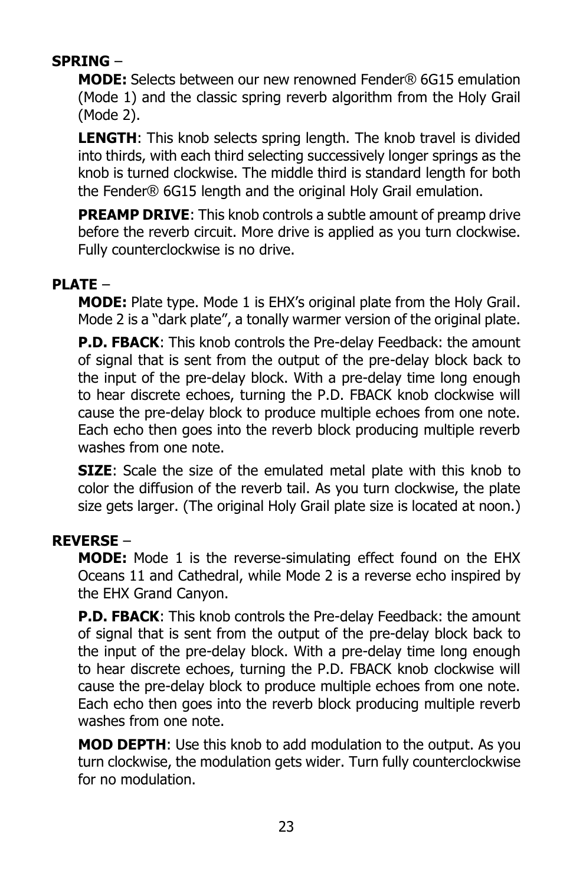**SPRING** –

**MODE:** Selects between our new renowned Fender® 6G15 emulation (Mode 1) and the classic spring reverb algorithm from the Holy Grail (Mode 2).

**LENGTH**: This knob selects spring length. The knob travel is divided into thirds, with each third selecting successively longer springs as the knob is turned clockwise. The middle third is standard length for both the Fender® 6G15 length and the original Holy Grail emulation.

**PREAMP DRIVE**: This knob controls a subtle amount of preamp drive before the reverb circuit. More drive is applied as you turn clockwise. Fully counterclockwise is no drive.

**PLATE** –

**MODE:** Plate type. Mode 1 is EHX's original plate from the Holy Grail. Mode 2 is a "dark plate", a tonally warmer version of the original plate.

**P.D. FBACK**: This knob controls the Pre-delay Feedback: the amount of signal that is sent from the output of the pre-delay block back to the input of the pre-delay block. With a pre-delay time long enough to hear discrete echoes, turning the P.D. FBACK knob clockwise will cause the pre-delay block to produce multiple echoes from one note. Each echo then goes into the reverb block producing multiple reverb washes from one note.

**SIZE**: Scale the size of the emulated metal plate with this knob to color the diffusion of the reverb tail. As you turn clockwise, the plate size gets larger. (The original Holy Grail plate size is located at noon.)

**REVERSE** –

**MODE:** Mode 1 is the reverse-simulating effect found on the EHX Oceans 11 and Cathedral, while Mode 2 is a reverse echo inspired by the EHX Grand Canyon.

**P.D. FBACK**: This knob controls the Pre-delay Feedback: the amount of signal that is sent from the output of the pre-delay block back to the input of the pre-delay block. With a pre-delay time long enough to hear discrete echoes, turning the P.D. FBACK knob clockwise will cause the pre-delay block to produce multiple echoes from one note. Each echo then goes into the reverb block producing multiple reverb washes from one note.

**MOD DEPTH**: Use this knob to add modulation to the output. As you turn clockwise, the modulation gets wider. Turn fully counterclockwise for no modulation.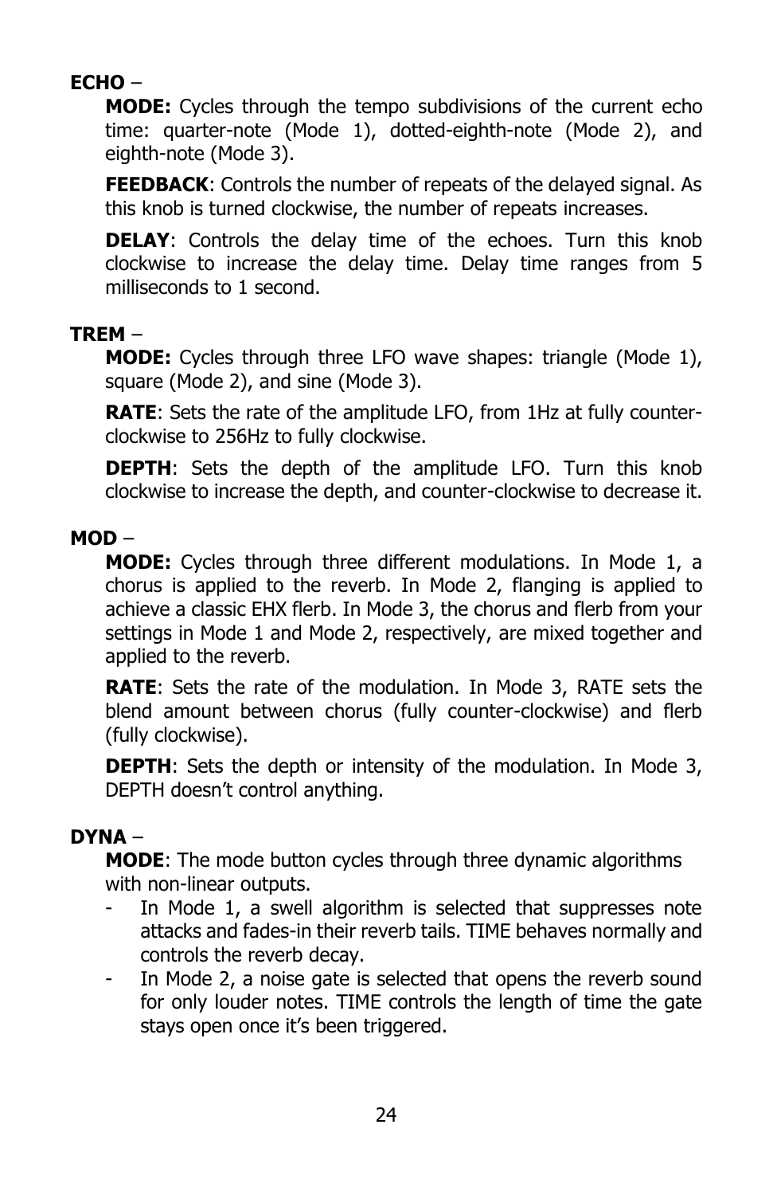**ECHO** –

**MODE:** Cycles through the tempo subdivisions of the current echo time: quarter-note (Mode 1), dotted-eighth-note (Mode 2), and eighth-note (Mode 3).

**FEEDBACK**: Controls the number of repeats of the delayed signal. As this knob is turned clockwise, the number of repeats increases.

**DELAY**: Controls the delay time of the echoes. Turn this knob clockwise to increase the delay time. Delay time ranges from 5 milliseconds to 1 second.

**TREM** –

**MODE:** Cycles through three LFO wave shapes: triangle (Mode 1), square (Mode 2), and sine (Mode 3).

**RATE**: Sets the rate of the amplitude LFO, from 1Hz at fully counter-clockwise to 256Hz to fully clockwise.

**DEPTH**: Sets the depth of the amplitude LFO. Turn this knob clockwise to increase the depth, and counter-clockwise to decrease it.

**MOD** –

**MODE:** Cycles through three different modulations. In Mode 1, a chorus is applied to the reverb. In Mode 2, flanging is applied to achieve a classic EHX flerb. In Mode 3, the chorus and flerb from your settings in Mode 1 and Mode 2, respectively, are mixed together and applied to the reverb.

**RATE**: Sets the rate of the modulation. In Mode 3, RATE sets the blend amount between chorus (fully counter-clockwise) and flerb (fully clockwise).

**DEPTH**: Sets the depth or intensity of the modulation. In Mode 3, DEPTH doesn't control anything.

**DYNA** –

**MODE**: The mode button cycles through three dynamic algorithms with non-linear outputs.

- In Mode 1, a swell algorithm is selected that suppresses note attacks and fades-in their reverb tails. TIME behaves normally and controls the reverb decay.
- In Mode 2, a noise gate is selected that opens the reverb sound for only louder notes. TIME controls the length of time the gate stays open once it's been triggered.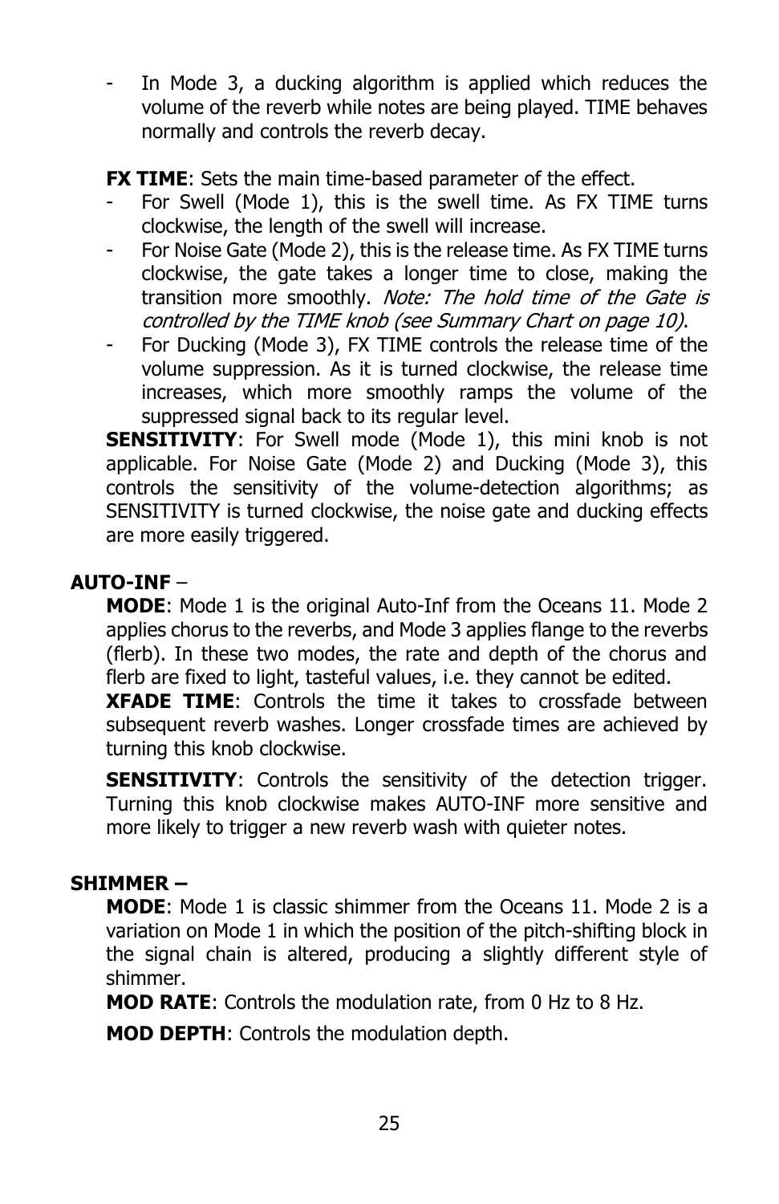- In Mode 3, a ducking algorithm is applied which reduces the volume of the reverb while notes are being played. TIME behaves normally and controls the reverb decay.

**FX TIME**: Sets the main time-based parameter of the effect.

- For Swell (Mode 1), this is the swell time. As FX TIME turns clockwise, the length of the swell will increase.
- For Noise Gate (Mode 2), this is the release time. As FX TIME turns clockwise, the gate takes a longer time to close, making the transition more smoothly. *Note: The hold time of the Gate is controlled by the TIME knob (see Summary Chart on page 10)*.
- For Ducking (Mode 3), FX TIME controls the release time of the volume suppression. As it is turned clockwise, the release time increases, which more smoothly ramps the volume of the suppressed signal back to its regular level.

**SENSITIVITY**: For Swell mode (Mode 1), this mini knob is not applicable. For Noise Gate (Mode 2) and Ducking (Mode 3), this controls the sensitivity of the volume-detection algorithms; as SENSITIVITY is turned clockwise, the noise gate and ducking effects are more easily triggered.

**AUTO-INF** –

**MODE**: Mode 1 is the original Auto-Inf from the Oceans 11. Mode 2 applies chorus to the reverbs, and Mode 3 applies flange to the reverbs (flerb). In these two modes, the rate and depth of the chorus and flerb are fixed to light, tasteful values, i.e. they cannot be edited.

**XFADE TIME**: Controls the time it takes to crossfade between subsequent reverb washes. Longer crossfade times are achieved by turning this knob clockwise.

**SENSITIVITY**: Controls the sensitivity of the detection trigger. Turning this knob clockwise makes AUTO-INF more sensitive and more likely to trigger a new reverb wash with quieter notes.

**SHIMMER –**

**MODE**: Mode 1 is classic shimmer from the Oceans 11. Mode 2 is a variation on Mode 1 in which the position of the pitch-shifting block in the signal chain is altered, producing a slightly different style of shimmer.

**MOD RATE**: Controls the modulation rate, from 0 Hz to 8 Hz.

**MOD DEPTH**: Controls the modulation depth.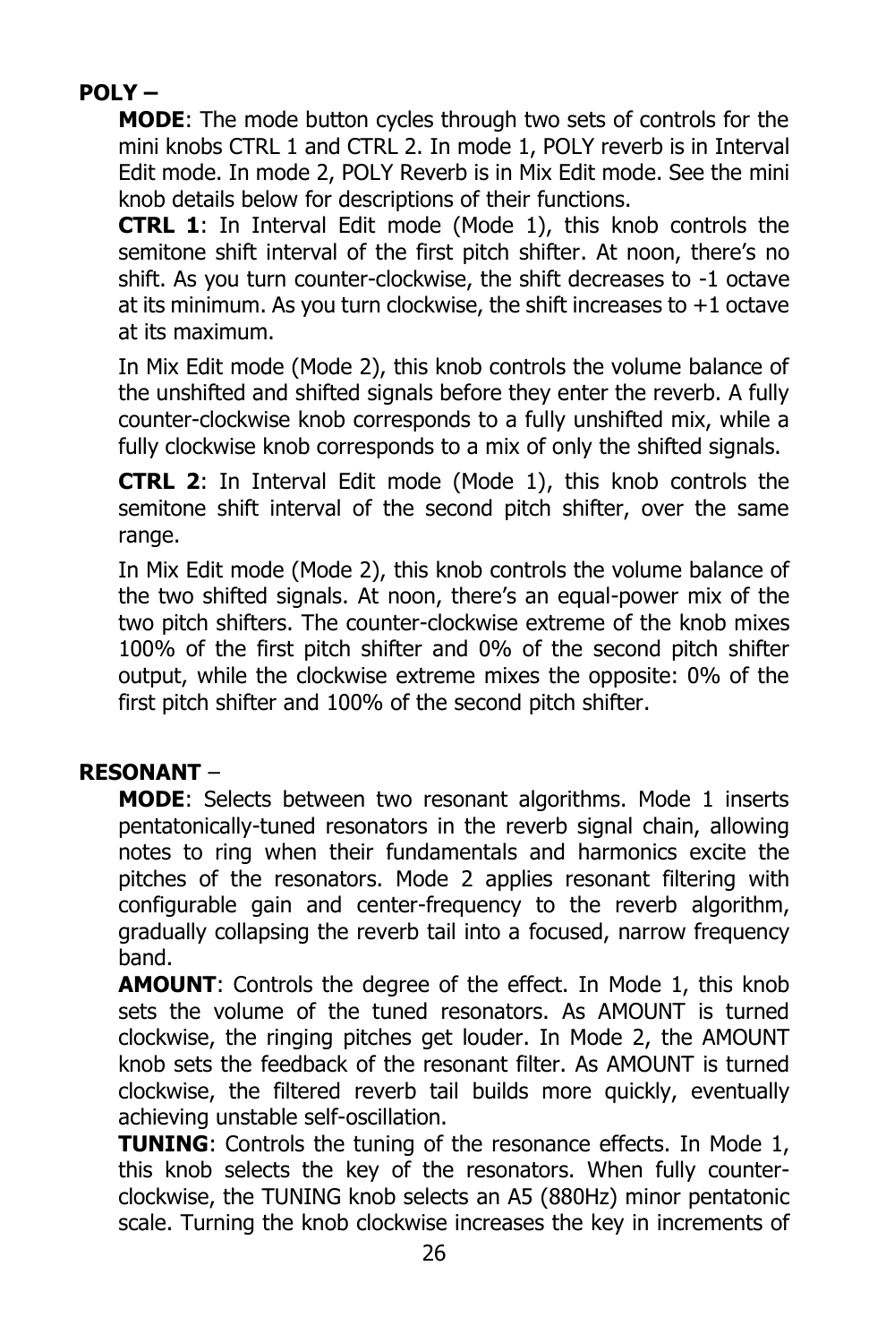**POLY –**

**MODE**: The mode button cycles through two sets of controls for the mini knobs CTRL 1 and CTRL 2. In mode 1, POLY reverb is in Interval Edit mode. In mode 2, POLY Reverb is in Mix Edit mode. See the mini knob details below for descriptions of their functions.

**CTRL 1**: In Interval Edit mode (Mode 1), this knob controls the semitone shift interval of the first pitch shifter. At noon, there's no shift. As you turn counter-clockwise, the shift decreases to -1 octave at its minimum. As you turn clockwise, the shift increases to +1 octave at its maximum.

In Mix Edit mode (Mode 2), this knob controls the volume balance of the unshifted and shifted signals before they enter the reverb. A fully counter-clockwise knob corresponds to a fully unshifted mix, while a fully clockwise knob corresponds to a mix of only the shifted signals.

**CTRL 2**: In Interval Edit mode (Mode 1), this knob controls the semitone shift interval of the second pitch shifter, over the same range.

In Mix Edit mode (Mode 2), this knob controls the volume balance of the two shifted signals. At noon, there's an equal-power mix of the two pitch shifters. The counter-clockwise extreme of the knob mixes 100% of the first pitch shifter and 0% of the second pitch shifter output, while the clockwise extreme mixes the opposite: 0% of the first pitch shifter and 100% of the second pitch shifter.

**RESONANT** –

**MODE**: Selects between two resonant algorithms. Mode 1 inserts pentatonically-tuned resonators in the reverb signal chain, allowing notes to ring when their fundamentals and harmonics excite the pitches of the resonators. Mode 2 applies resonant filtering with configurable gain and center-frequency to the reverb algorithm, gradually collapsing the reverb tail into a focused, narrow frequency band.

**AMOUNT**: Controls the degree of the effect. In Mode 1, this knob sets the volume of the tuned resonators. As AMOUNT is turned clockwise, the ringing pitches get louder. In Mode 2, the AMOUNT knob sets the feedback of the resonant filter. As AMOUNT is turned clockwise, the filtered reverb tail builds more quickly, eventually achieving unstable self-oscillation.

**TUNING**: Controls the tuning of the resonance effects. In Mode 1, this knob selects the key of the resonators. When fully counter-clockwise, the TUNING knob selects an A5 (880Hz) minor pentatonic scale. Turning the knob clockwise increases the key in increments of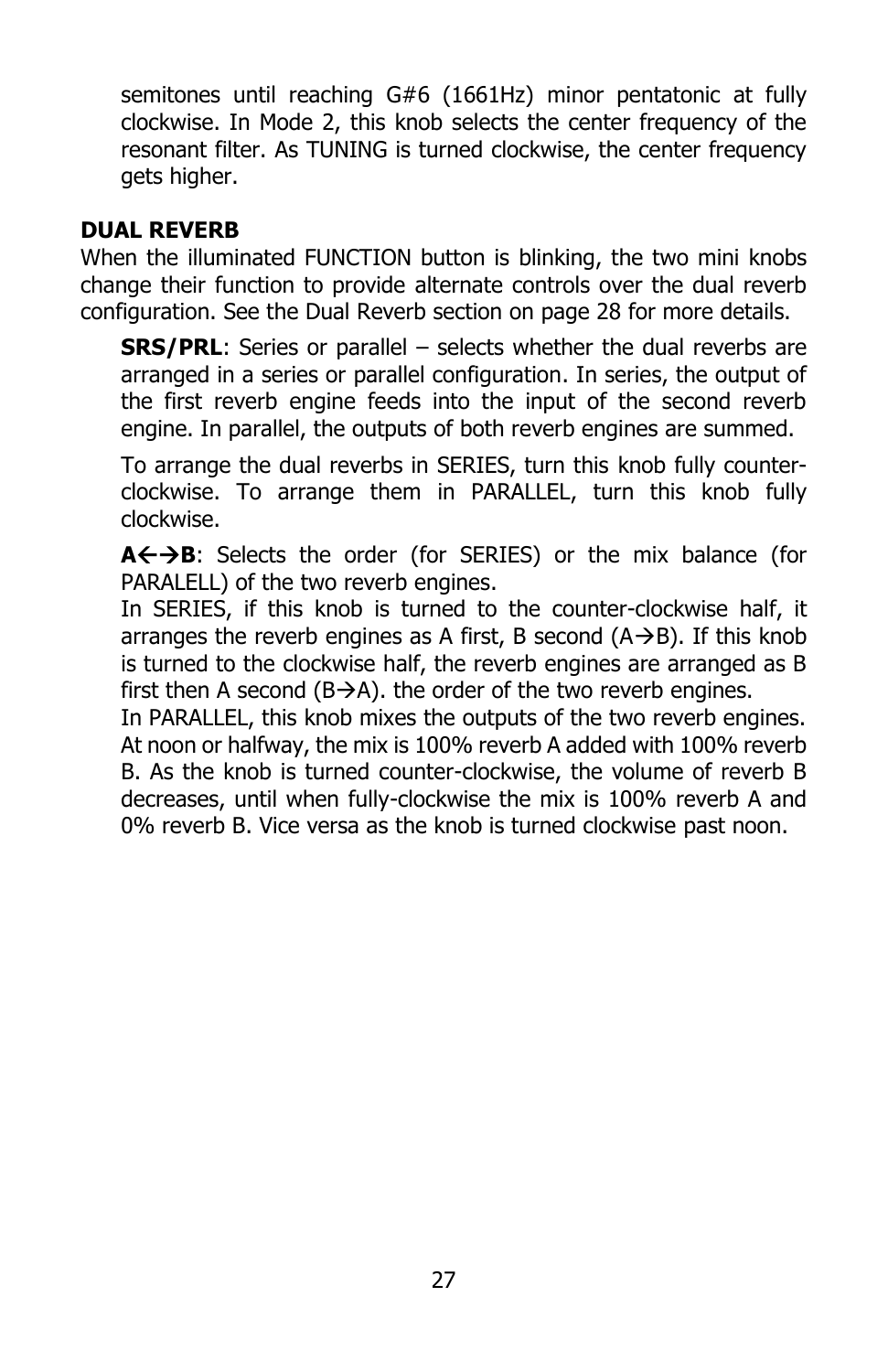semitones until reaching G#6 (1661Hz) minor pentatonic at fully clockwise. In Mode 2, this knob selects the center frequency of the resonant filter. As TUNING is turned clockwise, the center frequency gets higher.

### DUAL REVERB

When the illuminated FUNCTION button is blinking, the two mini knobs change their function to provide alternate controls over the dual reverb configuration. See the Dual Reverb section on page 28 for more details.

**SRS/PRL**: Series or parallel – selects whether the dual reverbs are arranged in a series or parallel configuration. In series, the output of the first reverb engine feeds into the input of the second reverb engine. In parallel, the outputs of both reverb engines are summed.

To arrange the dual reverbs in SERIES, turn this knob fully counter-clockwise. To arrange them in PARALLEL, turn this knob fully clockwise.

**A←→B**: Selects the order (for SERIES) or the mix balance (for PARALELL) of the two reverb engines.
In SERIES, if this knob is turned to the counter-clockwise half, it arranges the reverb engines as A first, B second (A→B). If this knob is turned to the clockwise half, the reverb engines are arranged as B first then A second (B→A). the order of the two reverb engines.
In PARALLEL, this knob mixes the outputs of the two reverb engines. At noon or halfway, the mix is 100% reverb A added with 100% reverb B. As the knob is turned counter-clockwise, the volume of reverb B decreases, until when fully-clockwise the mix is 100% reverb A and 0% reverb B. Vice versa as the knob is turned clockwise past noon.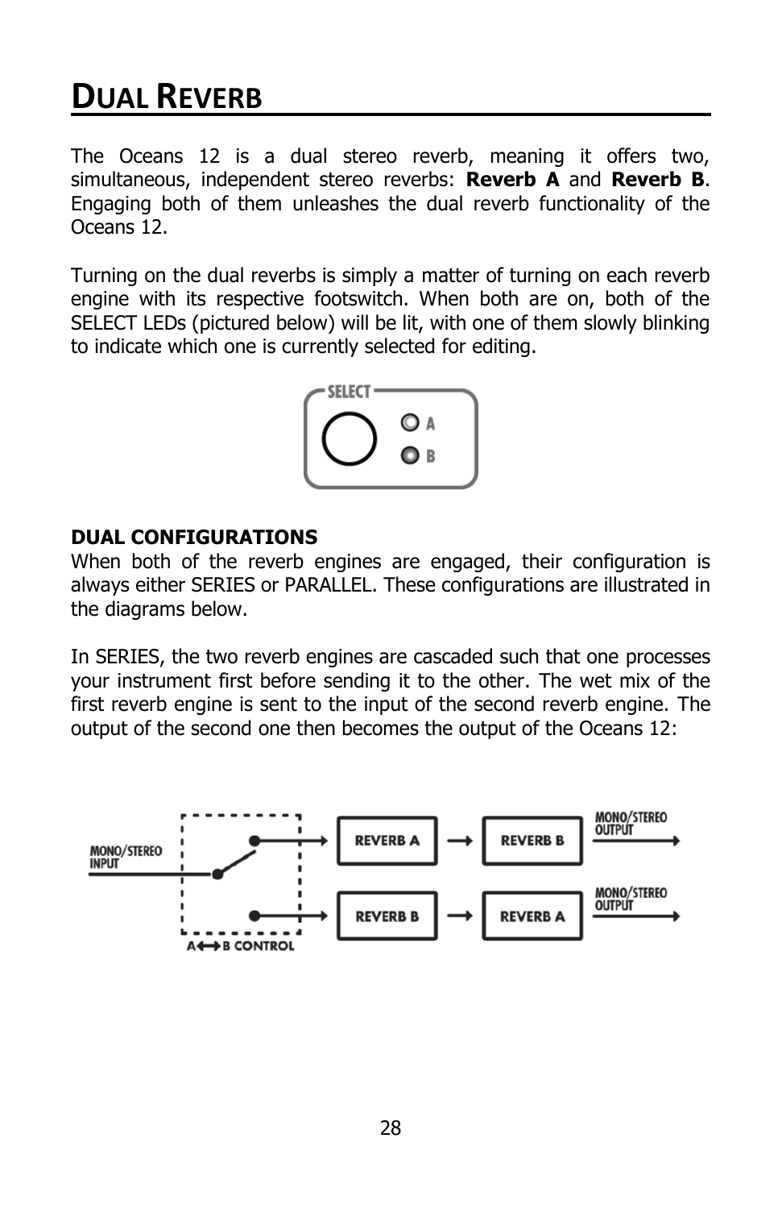# Dual Reverb

The Oceans 12 is a dual stereo reverb, meaning it offers two, simultaneous, independent stereo reverbs: **Reverb A** and **Reverb B**. Engaging both of them unleashes the dual reverb functionality of the Oceans 12.

Turning on the dual reverbs is simply a matter of turning on each reverb engine with its respective footswitch. When both are on, both of the SELECT LEDs (pictured below) will be lit, with one of them slowly blinking to indicate which one is currently selected for editing.

**DUAL CONFIGURATIONS**
When both of the reverb engines are engaged, their configuration is always either SERIES or PARALLEL. These configurations are illustrated in the diagrams below.

In SERIES, the two reverb engines are cascaded such that one processes your instrument first before sending it to the other. The wet mix of the first reverb engine is sent to the input of the second reverb engine. The output of the second one then becomes the output of the Oceans 12: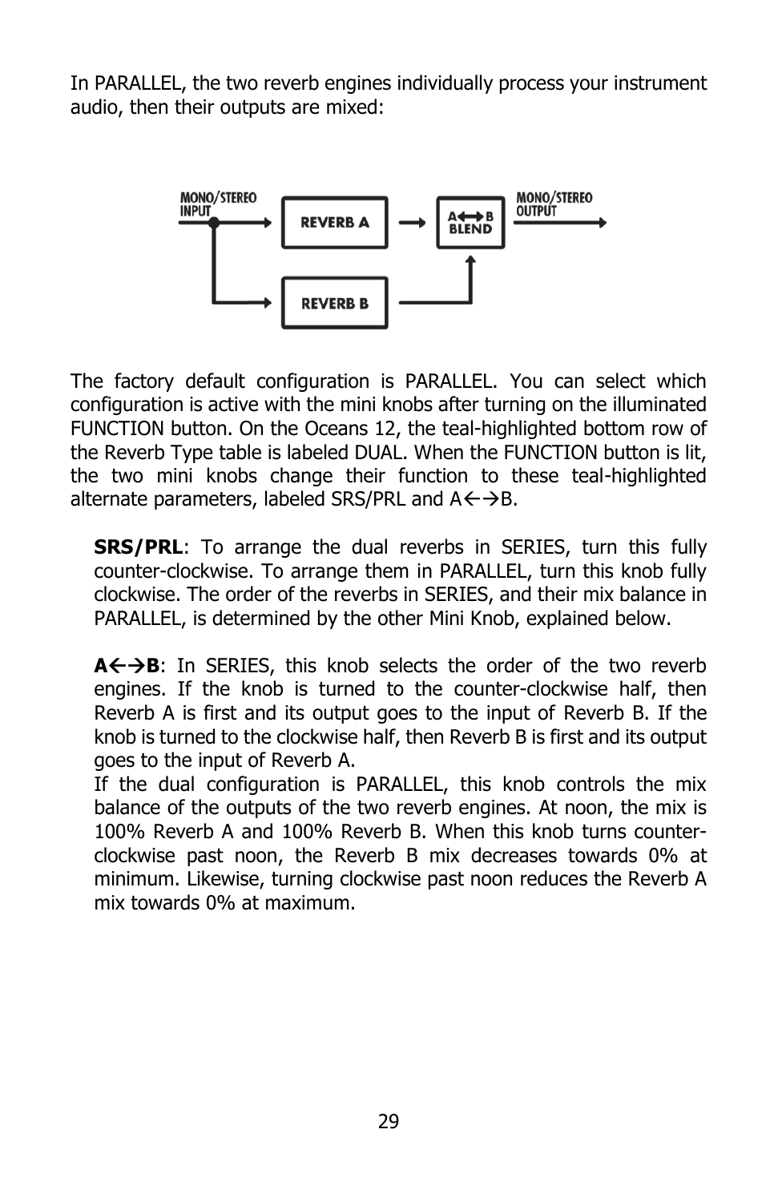In PARALLEL, the two reverb engines individually process your instrument audio, then their outputs are mixed:

The factory default configuration is PARALLEL. You can select which configuration is active with the mini knobs after turning on the illuminated FUNCTION button. On the Oceans 12, the teal-highlighted bottom row of the Reverb Type table is labeled DUAL. When the FUNCTION button is lit, the two mini knobs change their function to these teal-highlighted alternate parameters, labeled SRS/PRL and A←→B.

**SRS/PRL**: To arrange the dual reverbs in SERIES, turn this fully counter-clockwise. To arrange them in PARALLEL, turn this knob fully clockwise. The order of the reverbs in SERIES, and their mix balance in PARALLEL, is determined by the other Mini Knob, explained below.

**A←→B**: In SERIES, this knob selects the order of the two reverb engines. If the knob is turned to the counter-clockwise half, then Reverb A is first and its output goes to the input of Reverb B. If the knob is turned to the clockwise half, then Reverb B is first and its output goes to the input of Reverb A.
If the dual configuration is PARALLEL, this knob controls the mix balance of the outputs of the two reverb engines. At noon, the mix is 100% Reverb A and 100% Reverb B. When this knob turns counter-clockwise past noon, the Reverb B mix decreases towards 0% at minimum. Likewise, turning clockwise past noon reduces the Reverb A mix towards 0% at maximum.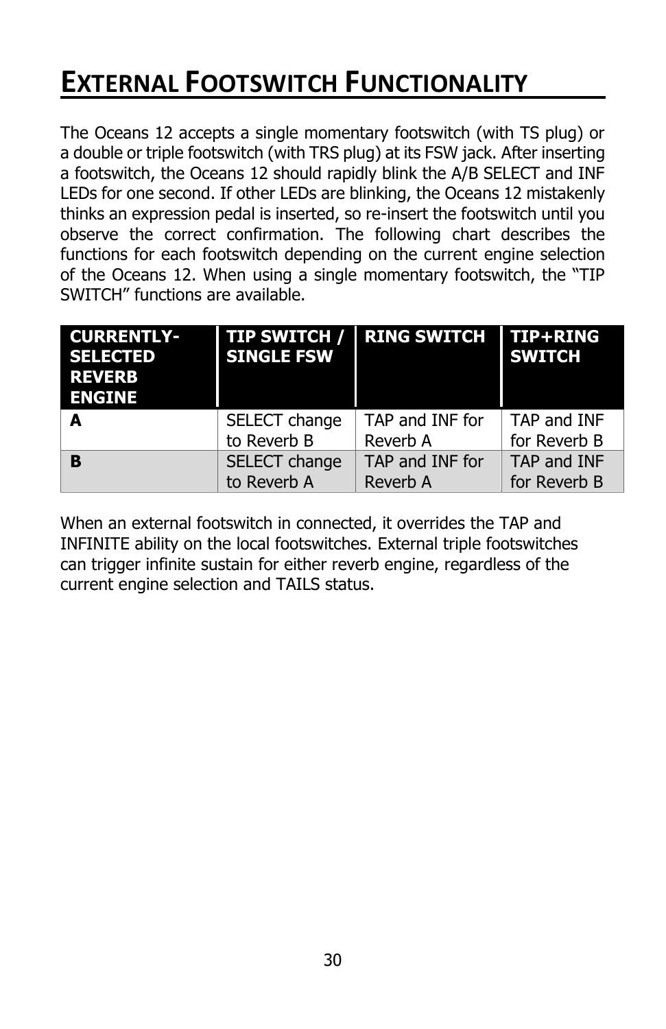# External Footswitch Functionality

The Oceans 12 accepts a single momentary footswitch (with TS plug) or a double or triple footswitch (with TRS plug) at its FSW jack. After inserting a footswitch, the Oceans 12 should rapidly blink the A/B SELECT and INF LEDs for one second. If other LEDs are blinking, the Oceans 12 mistakenly thinks an expression pedal is inserted, so re-insert the footswitch until you observe the correct confirmation. The following chart describes the functions for each footswitch depending on the current engine selection of the Oceans 12. When using a single momentary footswitch, the "TIP SWITCH" functions are available.

| CURRENTLY-SELECTED REVERB ENGINE | TIP SWITCH / SINGLE FSW | RING SWITCH | TIP+RING SWITCH |
|---|---|---|---|
| **A** | SELECT change to Reverb B | TAP and INF for Reverb A | TAP and INF for Reverb B |
| **B** | SELECT change to Reverb A | TAP and INF for Reverb A | TAP and INF for Reverb B |

When an external footswitch in connected, it overrides the TAP and INFINITE ability on the local footswitches. External triple footswitches can trigger infinite sustain for either reverb engine, regardless of the current engine selection and TAILS status.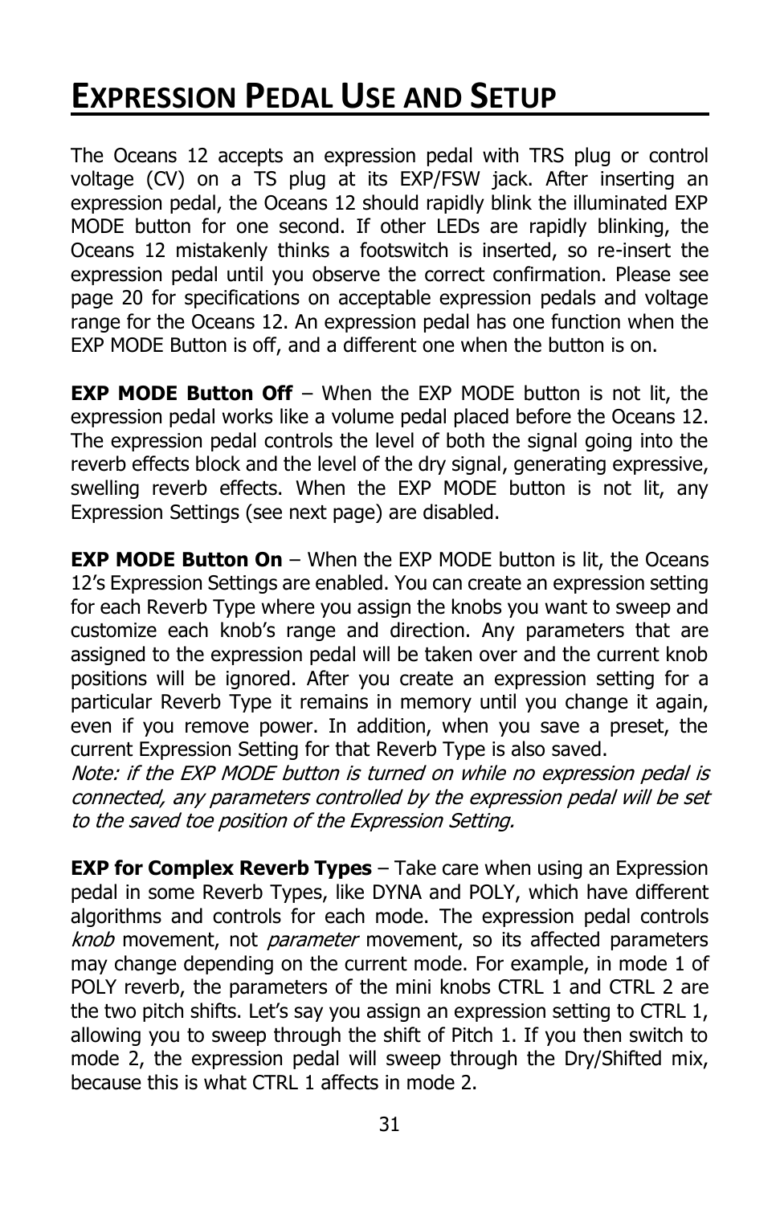# Expression Pedal Use and Setup

The Oceans 12 accepts an expression pedal with TRS plug or control voltage (CV) on a TS plug at its EXP/FSW jack. After inserting an expression pedal, the Oceans 12 should rapidly blink the illuminated EXP MODE button for one second. If other LEDs are rapidly blinking, the Oceans 12 mistakenly thinks a footswitch is inserted, so re-insert the expression pedal until you observe the correct confirmation. Please see page 20 for specifications on acceptable expression pedals and voltage range for the Oceans 12. An expression pedal has one function when the EXP MODE Button is off, and a different one when the button is on.

**EXP MODE Button Off** – When the EXP MODE button is not lit, the expression pedal works like a volume pedal placed before the Oceans 12. The expression pedal controls the level of both the signal going into the reverb effects block and the level of the dry signal, generating expressive, swelling reverb effects. When the EXP MODE button is not lit, any Expression Settings (see next page) are disabled.

**EXP MODE Button On** – When the EXP MODE button is lit, the Oceans 12's Expression Settings are enabled. You can create an expression setting for each Reverb Type where you assign the knobs you want to sweep and customize each knob's range and direction. Any parameters that are assigned to the expression pedal will be taken over and the current knob positions will be ignored. After you create an expression setting for a particular Reverb Type it remains in memory until you change it again, even if you remove power. In addition, when you save a preset, the current Expression Setting for that Reverb Type is also saved.
*Note: if the EXP MODE button is turned on while no expression pedal is connected, any parameters controlled by the expression pedal will be set to the saved toe position of the Expression Setting.*

**EXP for Complex Reverb Types** – Take care when using an Expression pedal in some Reverb Types, like DYNA and POLY, which have different algorithms and controls for each mode. The expression pedal controls *knob* movement, not *parameter* movement, so its affected parameters may change depending on the current mode. For example, in mode 1 of POLY reverb, the parameters of the mini knobs CTRL 1 and CTRL 2 are the two pitch shifts. Let's say you assign an expression setting to CTRL 1, allowing you to sweep through the shift of Pitch 1. If you then switch to mode 2, the expression pedal will sweep through the Dry/Shifted mix, because this is what CTRL 1 affects in mode 2.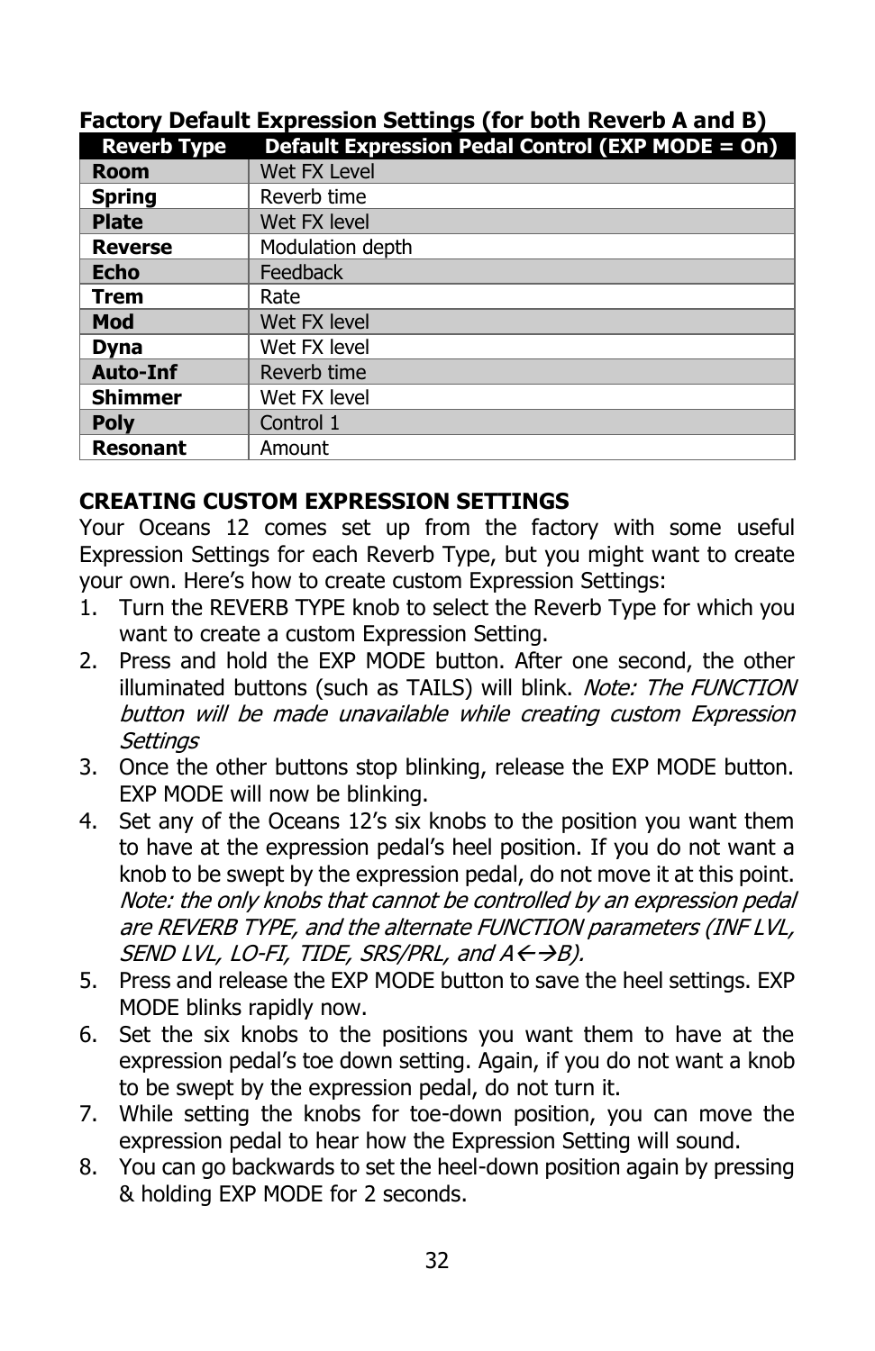**Factory Default Expression Settings (for both Reverb A and B)**

| Reverb Type | Default Expression Pedal Control (EXP MODE = On) |
| --- | --- |
| **Room** | Wet FX Level |
| **Spring** | Reverb time |
| **Plate** | Wet FX level |
| **Reverse** | Modulation depth |
| **Echo** | Feedback |
| **Trem** | Rate |
| **Mod** | Wet FX level |
| **Dyna** | Wet FX level |
| **Auto-Inf** | Reverb time |
| **Shimmer** | Wet FX level |
| **Poly** | Control 1 |
| **Resonant** | Amount |

## CREATING CUSTOM EXPRESSION SETTINGS

Your Oceans 12 comes set up from the factory with some useful Expression Settings for each Reverb Type, but you might want to create your own. Here's how to create custom Expression Settings:

1. Turn the REVERB TYPE knob to select the Reverb Type for which you want to create a custom Expression Setting.
2. Press and hold the EXP MODE button. After one second, the other illuminated buttons (such as TAILS) will blink. *Note: The FUNCTION button will be made unavailable while creating custom Expression Settings*
3. Once the other buttons stop blinking, release the EXP MODE button. EXP MODE will now be blinking.
4. Set any of the Oceans 12's six knobs to the position you want them to have at the expression pedal's heel position. If you do not want a knob to be swept by the expression pedal, do not move it at this point. *Note: the only knobs that cannot be controlled by an expression pedal are REVERB TYPE, and the alternate FUNCTION parameters (INF LVL, SEND LVL, LO-FI, TIDE, SRS/PRL, and A←→B).*
5. Press and release the EXP MODE button to save the heel settings. EXP MODE blinks rapidly now.
6. Set the six knobs to the positions you want them to have at the expression pedal's toe down setting. Again, if you do not want a knob to be swept by the expression pedal, do not turn it.
7. While setting the knobs for toe-down position, you can move the expression pedal to hear how the Expression Setting will sound.
8. You can go backwards to set the heel-down position again by pressing & holding EXP MODE for 2 seconds.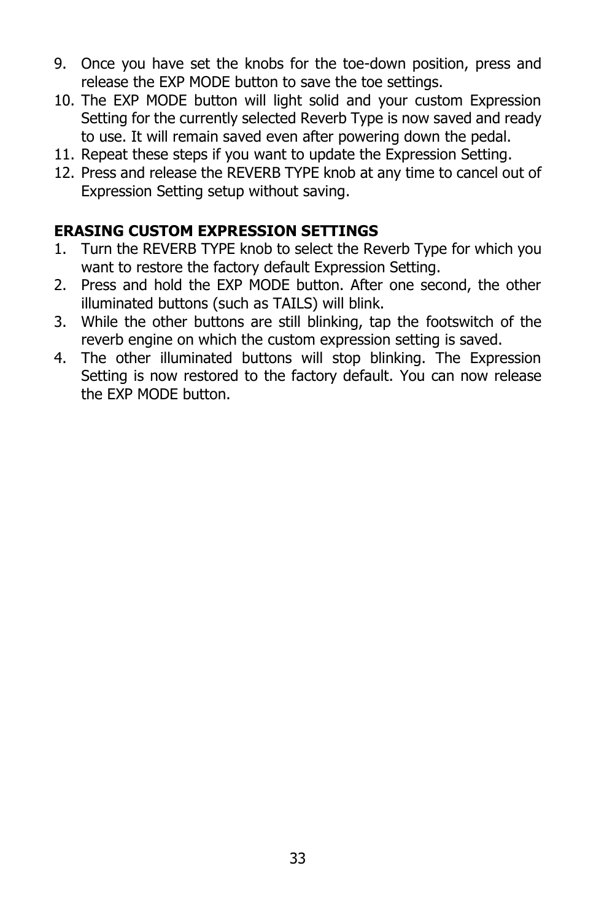9. Once you have set the knobs for the toe-down position, press and release the EXP MODE button to save the toe settings.
10. The EXP MODE button will light solid and your custom Expression Setting for the currently selected Reverb Type is now saved and ready to use. It will remain saved even after powering down the pedal.
11. Repeat these steps if you want to update the Expression Setting.
12. Press and release the REVERB TYPE knob at any time to cancel out of Expression Setting setup without saving.

**ERASING CUSTOM EXPRESSION SETTINGS**

1. Turn the REVERB TYPE knob to select the Reverb Type for which you want to restore the factory default Expression Setting.
2. Press and hold the EXP MODE button. After one second, the other illuminated buttons (such as TAILS) will blink.
3. While the other buttons are still blinking, tap the footswitch of the reverb engine on which the custom expression setting is saved.
4. The other illuminated buttons will stop blinking. The Expression Setting is now restored to the factory default. You can now release the EXP MODE button.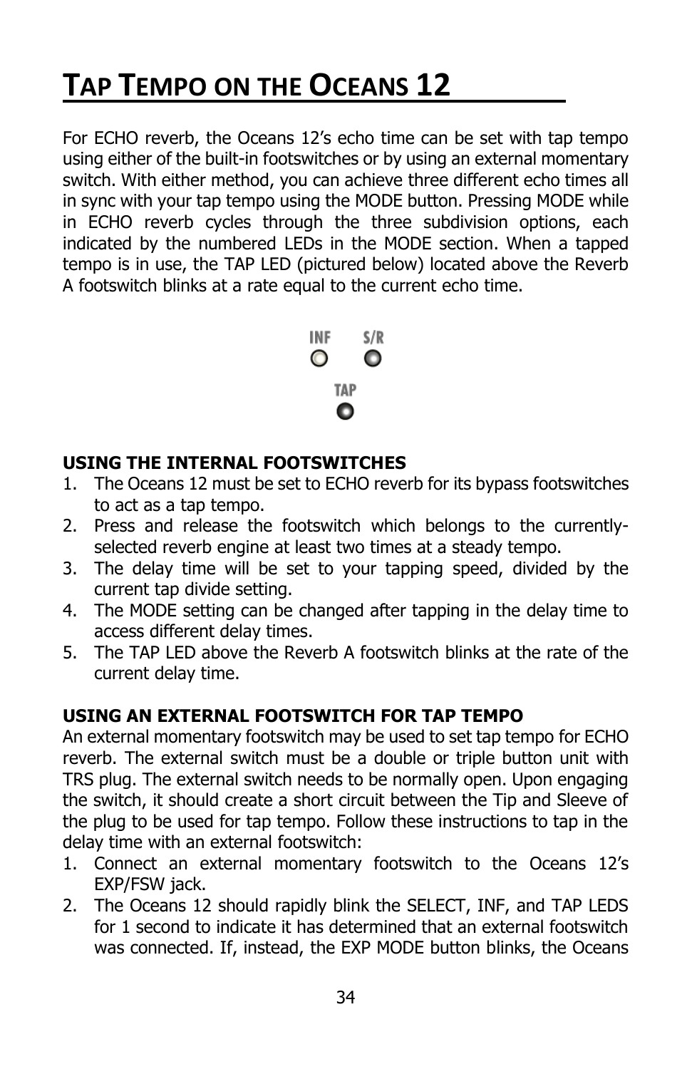# Tap Tempo on the Oceans 12

For ECHO reverb, the Oceans 12's echo time can be set with tap tempo using either of the built-in footswitches or by using an external momentary switch. With either method, you can achieve three different echo times all in sync with your tap tempo using the MODE button. Pressing MODE while in ECHO reverb cycles through the three subdivision options, each indicated by the numbered LEDs in the MODE section. When a tapped tempo is in use, the TAP LED (pictured below) located above the Reverb A footswitch blinks at a rate equal to the current echo time.

INF S/R

TAP

**USING THE INTERNAL FOOTSWITCHES**

1. The Oceans 12 must be set to ECHO reverb for its bypass footswitches to act as a tap tempo.
2. Press and release the footswitch which belongs to the currently-selected reverb engine at least two times at a steady tempo.
3. The delay time will be set to your tapping speed, divided by the current tap divide setting.
4. The MODE setting can be changed after tapping in the delay time to access different delay times.
5. The TAP LED above the Reverb A footswitch blinks at the rate of the current delay time.

**USING AN EXTERNAL FOOTSWITCH FOR TAP TEMPO**

An external momentary footswitch may be used to set tap tempo for ECHO reverb. The external switch must be a double or triple button unit with TRS plug. The external switch needs to be normally open. Upon engaging the switch, it should create a short circuit between the Tip and Sleeve of the plug to be used for tap tempo. Follow these instructions to tap in the delay time with an external footswitch:

1. Connect an external momentary footswitch to the Oceans 12's EXP/FSW jack.
2. The Oceans 12 should rapidly blink the SELECT, INF, and TAP LEDS for 1 second to indicate it has determined that an external footswitch was connected. If, instead, the EXP MODE button blinks, the Oceans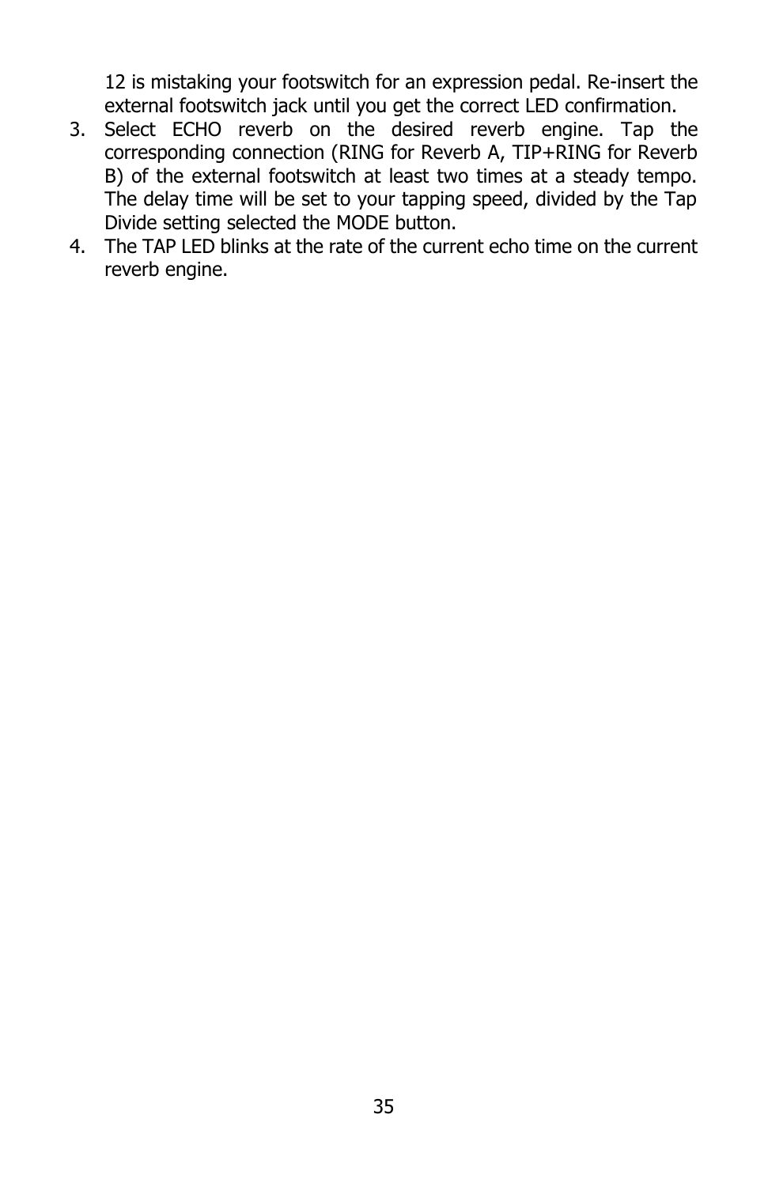12 is mistaking your footswitch for an expression pedal. Re-insert the external footswitch jack until you get the correct LED confirmation.

3. Select ECHO reverb on the desired reverb engine. Tap the corresponding connection (RING for Reverb A, TIP+RING for Reverb B) of the external footswitch at least two times at a steady tempo. The delay time will be set to your tapping speed, divided by the Tap Divide setting selected the MODE button.
4. The TAP LED blinks at the rate of the current echo time on the current reverb engine.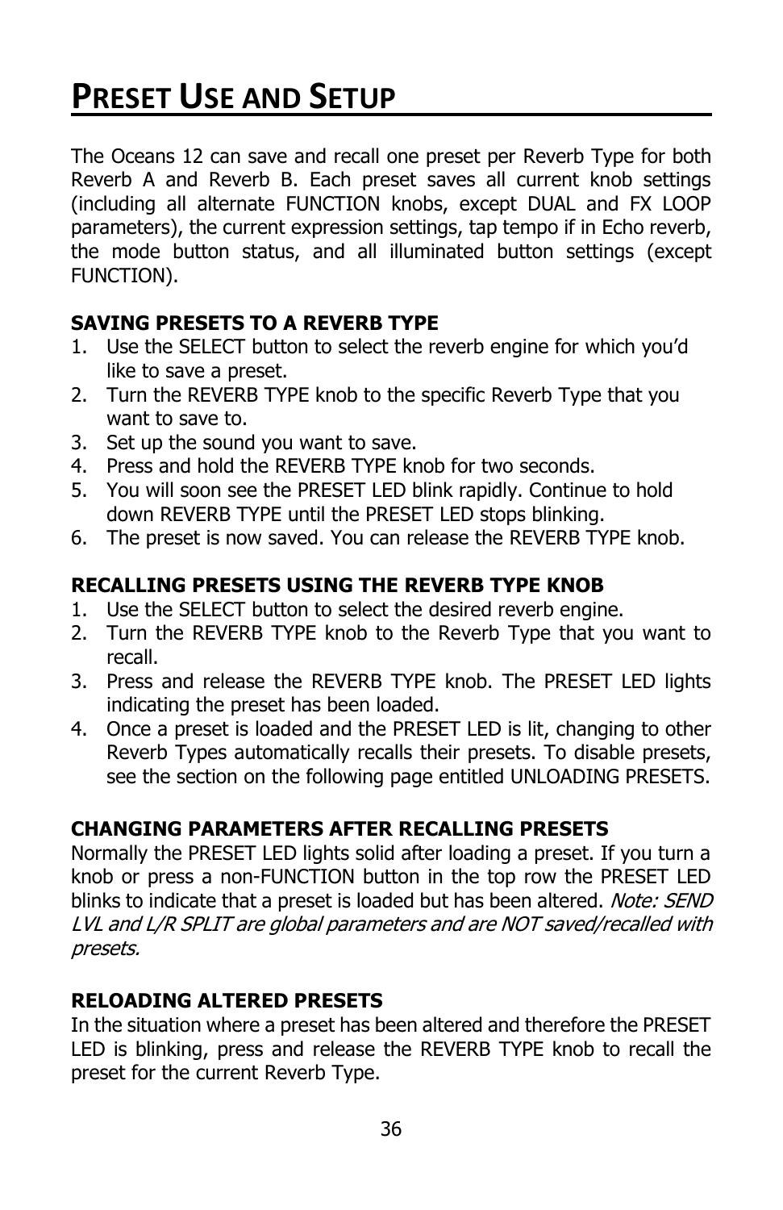# Preset Use and Setup

The Oceans 12 can save and recall one preset per Reverb Type for both Reverb A and Reverb B. Each preset saves all current knob settings (including all alternate FUNCTION knobs, except DUAL and FX LOOP parameters), the current expression settings, tap tempo if in Echo reverb, the mode button status, and all illuminated button settings (except FUNCTION).

**SAVING PRESETS TO A REVERB TYPE**

1. Use the SELECT button to select the reverb engine for which you'd like to save a preset.
2. Turn the REVERB TYPE knob to the specific Reverb Type that you want to save to.
3. Set up the sound you want to save.
4. Press and hold the REVERB TYPE knob for two seconds.
5. You will soon see the PRESET LED blink rapidly. Continue to hold down REVERB TYPE until the PRESET LED stops blinking.
6. The preset is now saved. You can release the REVERB TYPE knob.

**RECALLING PRESETS USING THE REVERB TYPE KNOB**

1. Use the SELECT button to select the desired reverb engine.
2. Turn the REVERB TYPE knob to the Reverb Type that you want to recall.
3. Press and release the REVERB TYPE knob. The PRESET LED lights indicating the preset has been loaded.
4. Once a preset is loaded and the PRESET LED is lit, changing to other Reverb Types automatically recalls their presets. To disable presets, see the section on the following page entitled UNLOADING PRESETS.

**CHANGING PARAMETERS AFTER RECALLING PRESETS**

Normally the PRESET LED lights solid after loading a preset. If you turn a knob or press a non-FUNCTION button in the top row the PRESET LED blinks to indicate that a preset is loaded but has been altered. *Note: SEND LVL and L/R SPLIT are global parameters and are NOT saved/recalled with presets.*

**RELOADING ALTERED PRESETS**

In the situation where a preset has been altered and therefore the PRESET LED is blinking, press and release the REVERB TYPE knob to recall the preset for the current Reverb Type.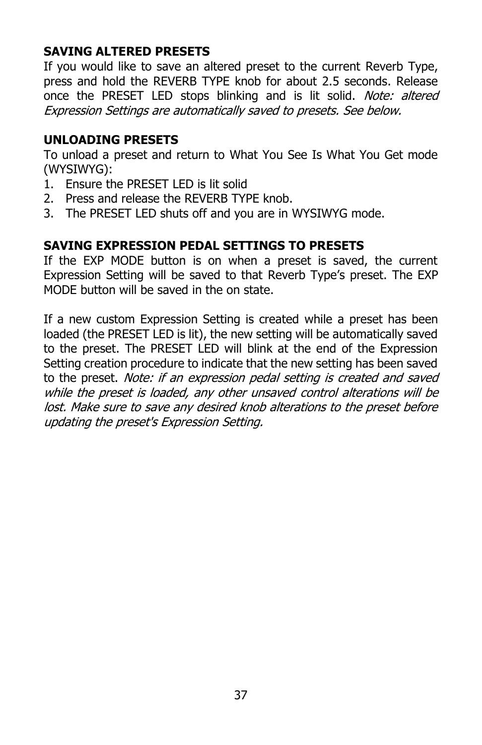## SAVING ALTERED PRESETS

If you would like to save an altered preset to the current Reverb Type, press and hold the REVERB TYPE knob for about 2.5 seconds. Release once the PRESET LED stops blinking and is lit solid. *Note: altered Expression Settings are automatically saved to presets. See below.*

## UNLOADING PRESETS

To unload a preset and return to What You See Is What You Get mode (WYSIWYG):

1. Ensure the PRESET LED is lit solid
2. Press and release the REVERB TYPE knob.
3. The PRESET LED shuts off and you are in WYSIWYG mode.

## SAVING EXPRESSION PEDAL SETTINGS TO PRESETS

If the EXP MODE button is on when a preset is saved, the current Expression Setting will be saved to that Reverb Type's preset. The EXP MODE button will be saved in the on state.

If a new custom Expression Setting is created while a preset has been loaded (the PRESET LED is lit), the new setting will be automatically saved to the preset. The PRESET LED will blink at the end of the Expression Setting creation procedure to indicate that the new setting has been saved to the preset. *Note: if an expression pedal setting is created and saved while the preset is loaded, any other unsaved control alterations will be lost. Make sure to save any desired knob alterations to the preset before updating the preset's Expression Setting.*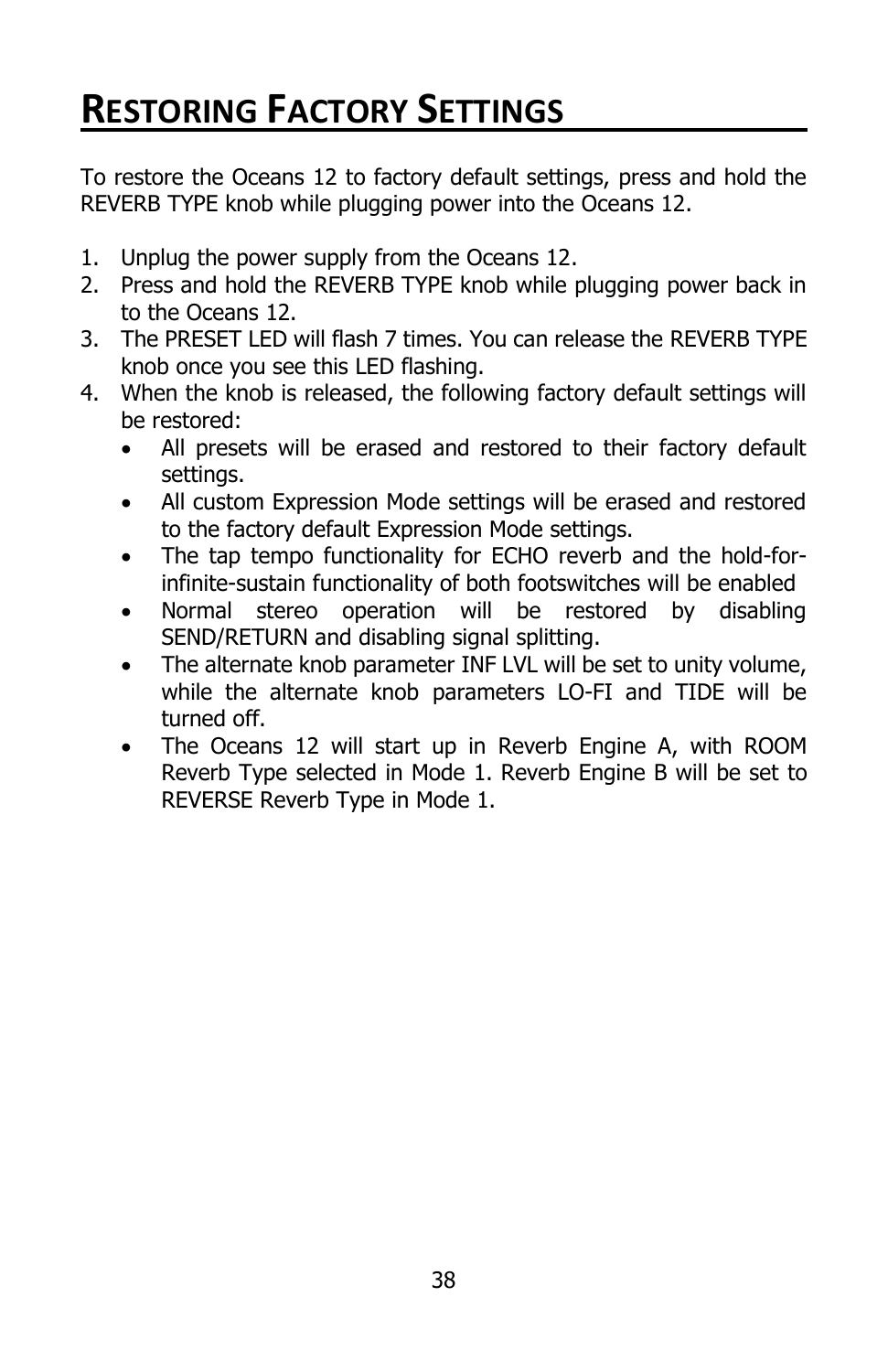# Restoring Factory Settings

To restore the Oceans 12 to factory default settings, press and hold the REVERB TYPE knob while plugging power into the Oceans 12.

1. Unplug the power supply from the Oceans 12.
2. Press and hold the REVERB TYPE knob while plugging power back in to the Oceans 12.
3. The PRESET LED will flash 7 times. You can release the REVERB TYPE knob once you see this LED flashing.
4. When the knob is released, the following factory default settings will be restored:
   - All presets will be erased and restored to their factory default settings.
   - All custom Expression Mode settings will be erased and restored to the factory default Expression Mode settings.
   - The tap tempo functionality for ECHO reverb and the hold-for-infinite-sustain functionality of both footswitches will be enabled
   - Normal stereo operation will be restored by disabling SEND/RETURN and disabling signal splitting.
   - The alternate knob parameter INF LVL will be set to unity volume, while the alternate knob parameters LO-FI and TIDE will be turned off.
   - The Oceans 12 will start up in Reverb Engine A, with ROOM Reverb Type selected in Mode 1. Reverb Engine B will be set to REVERSE Reverb Type in Mode 1.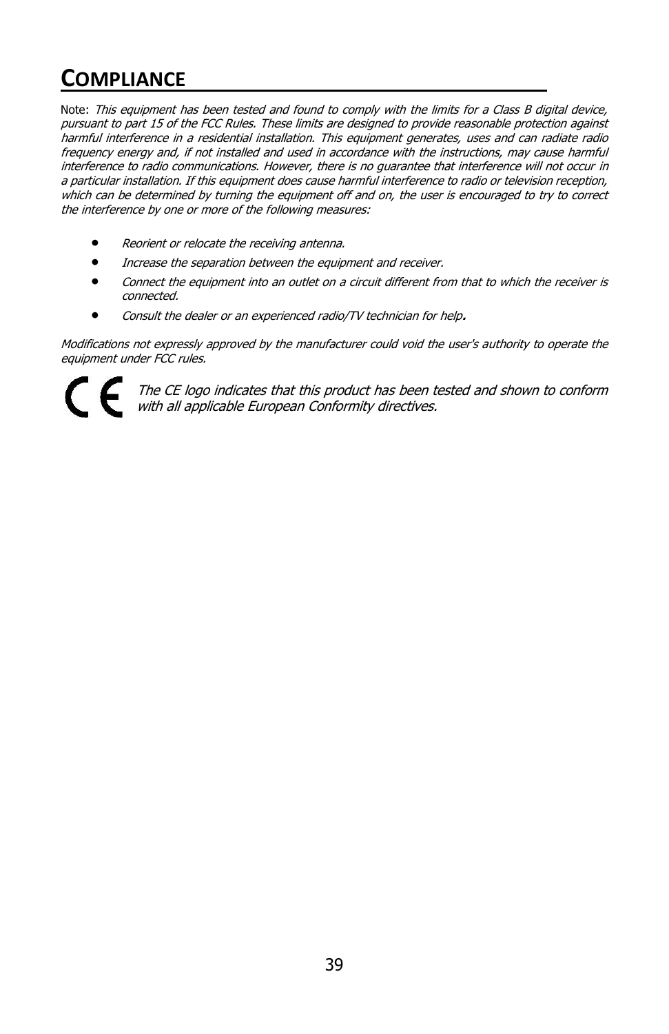# COMPLIANCE

Note: *This equipment has been tested and found to comply with the limits for a Class B digital device, pursuant to part 15 of the FCC Rules. These limits are designed to provide reasonable protection against harmful interference in a residential installation. This equipment generates, uses and can radiate radio frequency energy and, if not installed and used in accordance with the instructions, may cause harmful interference to radio communications. However, there is no guarantee that interference will not occur in a particular installation. If this equipment does cause harmful interference to radio or television reception, which can be determined by turning the equipment off and on, the user is encouraged to try to correct the interference by one or more of the following measures:*

- *Reorient or relocate the receiving antenna.*
- *Increase the separation between the equipment and receiver.*
- *Connect the equipment into an outlet on a circuit different from that to which the receiver is connected.*
- *Consult the dealer or an experienced radio/TV technician for help.*

*Modifications not expressly approved by the manufacturer could void the user's authority to operate the equipment under FCC rules.*

CE *The CE logo indicates that this product has been tested and shown to conform with all applicable European Conformity directives.*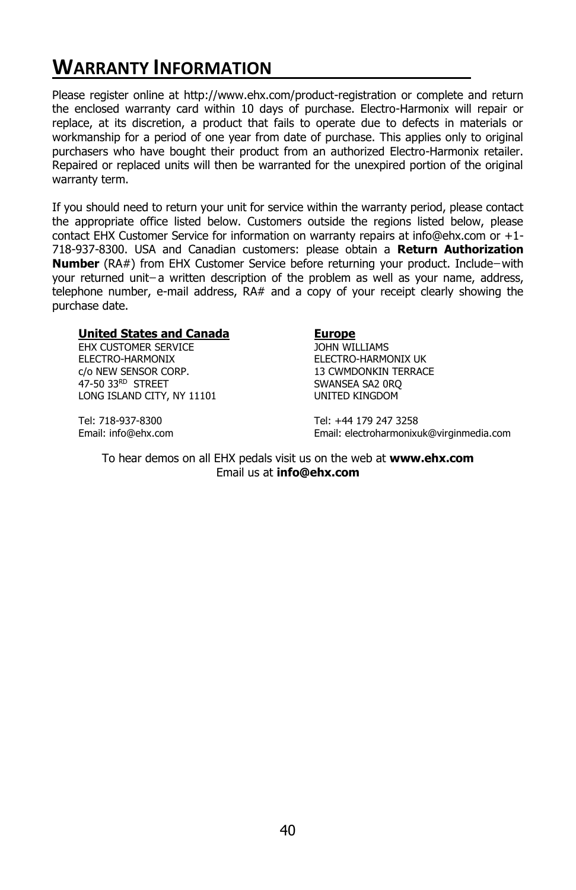# WARRANTY INFORMATION

Please register online at http://www.ehx.com/product-registration or complete and return the enclosed warranty card within 10 days of purchase. Electro-Harmonix will repair or replace, at its discretion, a product that fails to operate due to defects in materials or workmanship for a period of one year from date of purchase. This applies only to original purchasers who have bought their product from an authorized Electro-Harmonix retailer. Repaired or replaced units will then be warranted for the unexpired portion of the original warranty term.

If you should need to return your unit for service within the warranty period, please contact the appropriate office listed below. Customers outside the regions listed below, please contact EHX Customer Service for information on warranty repairs at info@ehx.com or +1-718-937-8300. USA and Canadian customers: please obtain a **Return Authorization Number** (RA#) from EHX Customer Service before returning your product. Include−with your returned unit− a written description of the problem as well as your name, address, telephone number, e-mail address, RA# and a copy of your receipt clearly showing the purchase date.

**United States and Canada**

EHX CUSTOMER SERVICE
ELECTRO-HARMONIX
c/o NEW SENSOR CORP.
47-50 33$^{RD}$ STREET
LONG ISLAND CITY, NY 11101

Tel: 718-937-8300
Email: info@ehx.com

**Europe**

JOHN WILLIAMS
ELECTRO-HARMONIX UK
13 CWMDONKIN TERRACE
SWANSEA SA2 0RQ
UNITED KINGDOM

Tel: +44 179 247 3258
Email: electroharmonixuk@virginmedia.com

To hear demos on all EHX pedals visit us on the web at **www.ehx.com**
Email us at **info@ehx.com**